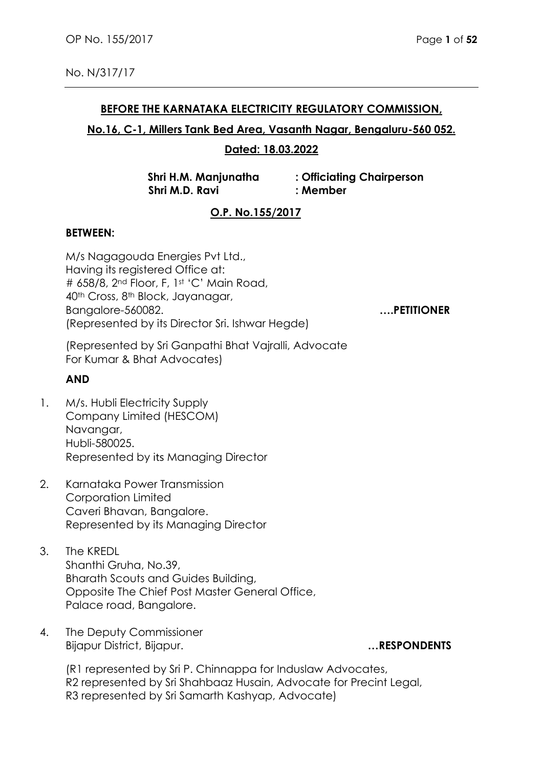No. N/317/17

## BEFORE THE KARNATAKA ELECTRICITY REGULATORY COMMISSION,

**No.16, C-1, Millers Tank Bed Area, Vasanth Nagar, Bengaluru-560 052.**

**Dated: 18.03.2022**

**Shri H.M. Manjunatha : Officiating Chairperson**
**Shri M.D. Ravi : Member**

**O.P. No.155/2017**

**BETWEEN:**

M/s Nagagouda Energies Pvt Ltd.,
Having its registered Office at:
# 658/8, 2nd Floor, F, 1st 'C' Main Road,
40th Cross, 8th Block, Jayanagar,
Bangalore-560082. **….PETITIONER**
(Represented by its Director Sri. Ishwar Hegde)

(Represented by Sri Ganpathi Bhat Vajralli, Advocate
For Kumar & Bhat Advocates)

**AND**

1. M/s. Hubli Electricity Supply Company Limited (HESCOM)
   Navangar,
   Hubli-580025.
   Represented by its Managing Director

2. Karnataka Power Transmission Corporation Limited
   Caveri Bhavan, Bangalore.
   Represented by its Managing Director

3. The KREDL
   Shanthi Gruha, No.39,
   Bharath Scouts and Guides Building,
   Opposite The Chief Post Master General Office,
   Palace road, Bangalore.

4. The Deputy Commissioner
   Bijapur District, Bijapur. **…RESPONDENTS**

(R1 represented by Sri P. Chinnappa for Induslaw Advocates,
R2 represented by Sri Shahbaaz Husain, Advocate for Precint Legal,
R3 represented by Sri Samarth Kashyap, Advocate)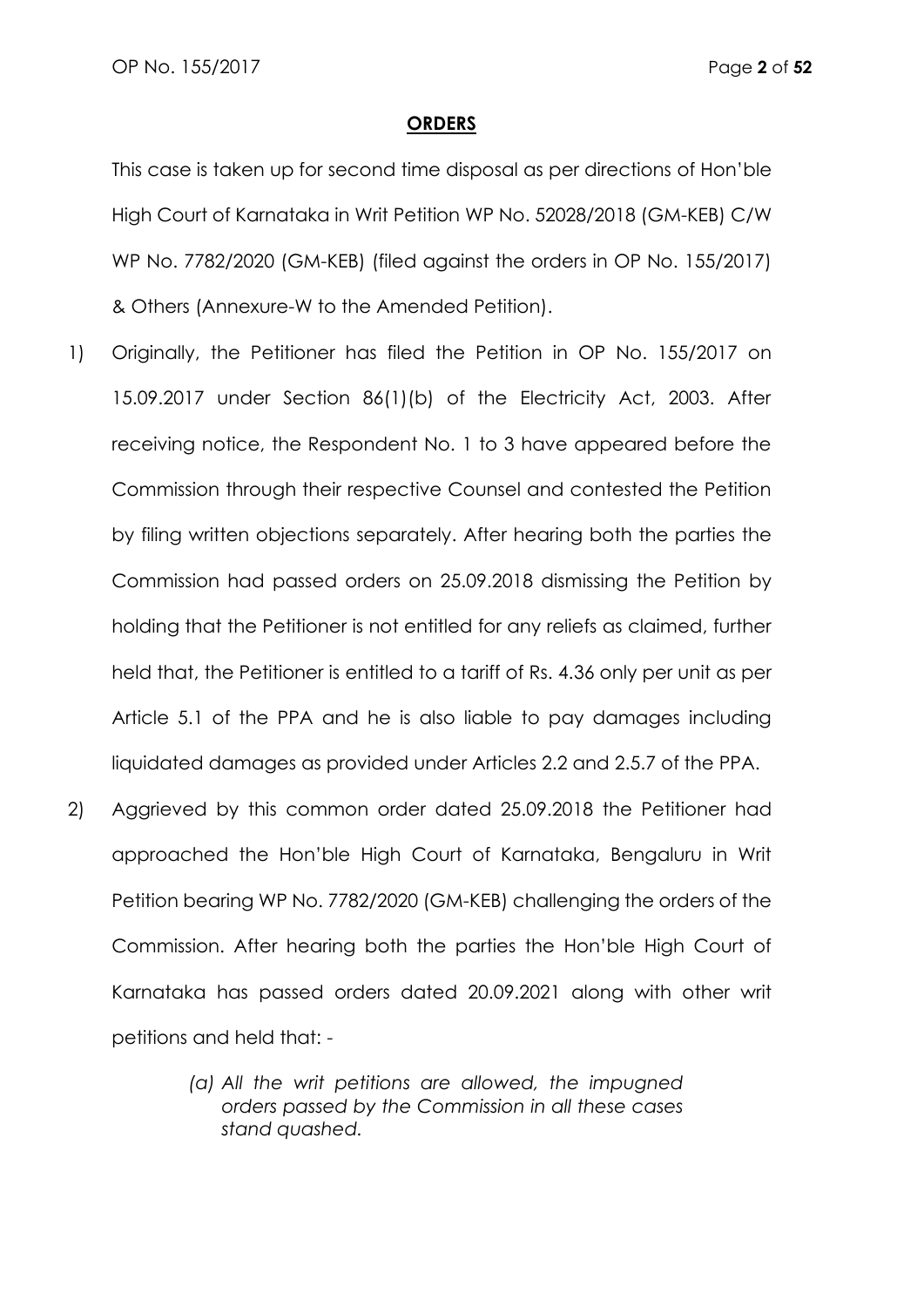## ORDERS

This case is taken up for second time disposal as per directions of Hon'ble High Court of Karnataka in Writ Petition WP No. 52028/2018 (GM-KEB) C/W WP No. 7782/2020 (GM-KEB) (filed against the orders in OP No. 155/2017) & Others (Annexure-W to the Amended Petition).

1) Originally, the Petitioner has filed the Petition in OP No. 155/2017 on 15.09.2017 under Section 86(1)(b) of the Electricity Act, 2003. After receiving notice, the Respondent No. 1 to 3 have appeared before the Commission through their respective Counsel and contested the Petition by filing written objections separately. After hearing both the parties the Commission had passed orders on 25.09.2018 dismissing the Petition by holding that the Petitioner is not entitled for any reliefs as claimed, further held that, the Petitioner is entitled to a tariff of Rs. 4.36 only per unit as per Article 5.1 of the PPA and he is also liable to pay damages including liquidated damages as provided under Articles 2.2 and 2.5.7 of the PPA.

2) Aggrieved by this common order dated 25.09.2018 the Petitioner had approached the Hon'ble High Court of Karnataka, Bengaluru in Writ Petition bearing WP No. 7782/2020 (GM-KEB) challenging the orders of the Commission. After hearing both the parties the Hon'ble High Court of Karnataka has passed orders dated 20.09.2021 along with other writ petitions and held that: -

> *(a) All the writ petitions are allowed, the impugned orders passed by the Commission in all these cases stand quashed.*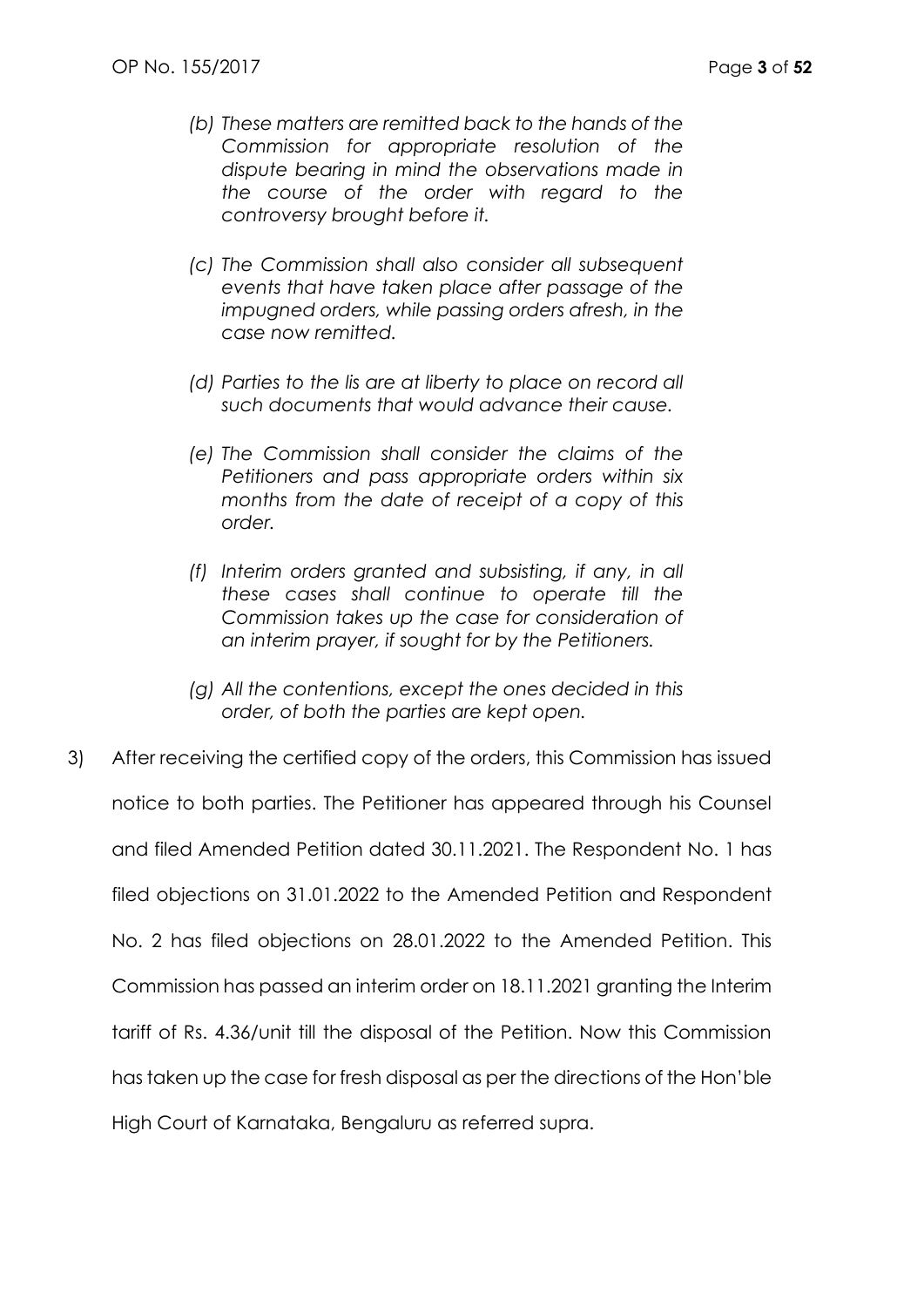*(b) These matters are remitted back to the hands of the Commission for appropriate resolution of the dispute bearing in mind the observations made in the course of the order with regard to the controversy brought before it.*

*(c) The Commission shall also consider all subsequent events that have taken place after passage of the impugned orders, while passing orders afresh, in the case now remitted.*

*(d) Parties to the lis are at liberty to place on record all such documents that would advance their cause.*

*(e) The Commission shall consider the claims of the Petitioners and pass appropriate orders within six months from the date of receipt of a copy of this order.*

*(f) Interim orders granted and subsisting, if any, in all these cases shall continue to operate till the Commission takes up the case for consideration of an interim prayer, if sought for by the Petitioners.*

*(g) All the contentions, except the ones decided in this order, of both the parties are kept open.*

3) After receiving the certified copy of the orders, this Commission has issued notice to both parties. The Petitioner has appeared through his Counsel and filed Amended Petition dated 30.11.2021. The Respondent No. 1 has filed objections on 31.01.2022 to the Amended Petition and Respondent No. 2 has filed objections on 28.01.2022 to the Amended Petition. This Commission has passed an interim order on 18.11.2021 granting the Interim tariff of Rs. 4.36/unit till the disposal of the Petition. Now this Commission has taken up the case for fresh disposal as per the directions of the Hon'ble High Court of Karnataka, Bengaluru as referred supra.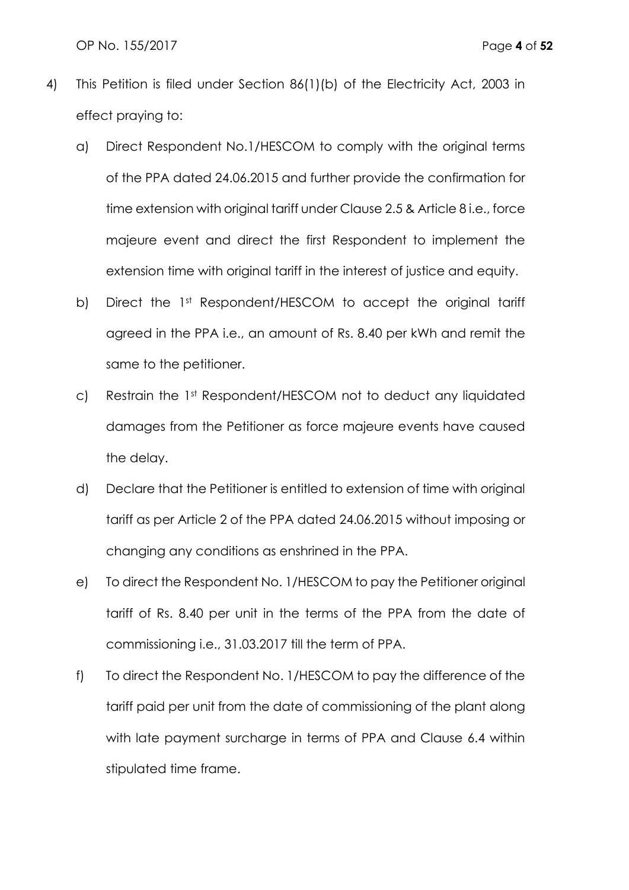4) This Petition is filed under Section 86(1)(b) of the Electricity Act, 2003 in effect praying to:

   a) Direct Respondent No.1/HESCOM to comply with the original terms of the PPA dated 24.06.2015 and further provide the confirmation for time extension with original tariff under Clause 2.5 & Article 8 i.e., force majeure event and direct the first Respondent to implement the extension time with original tariff in the interest of justice and equity.

   b) Direct the 1st Respondent/HESCOM to accept the original tariff agreed in the PPA i.e., an amount of Rs. 8.40 per kWh and remit the same to the petitioner.

   c) Restrain the 1st Respondent/HESCOM not to deduct any liquidated damages from the Petitioner as force majeure events have caused the delay.

   d) Declare that the Petitioner is entitled to extension of time with original tariff as per Article 2 of the PPA dated 24.06.2015 without imposing or changing any conditions as enshrined in the PPA.

   e) To direct the Respondent No. 1/HESCOM to pay the Petitioner original tariff of Rs. 8.40 per unit in the terms of the PPA from the date of commissioning i.e., 31.03.2017 till the term of PPA.

   f) To direct the Respondent No. 1/HESCOM to pay the difference of the tariff paid per unit from the date of commissioning of the plant along with late payment surcharge in terms of PPA and Clause 6.4 within stipulated time frame.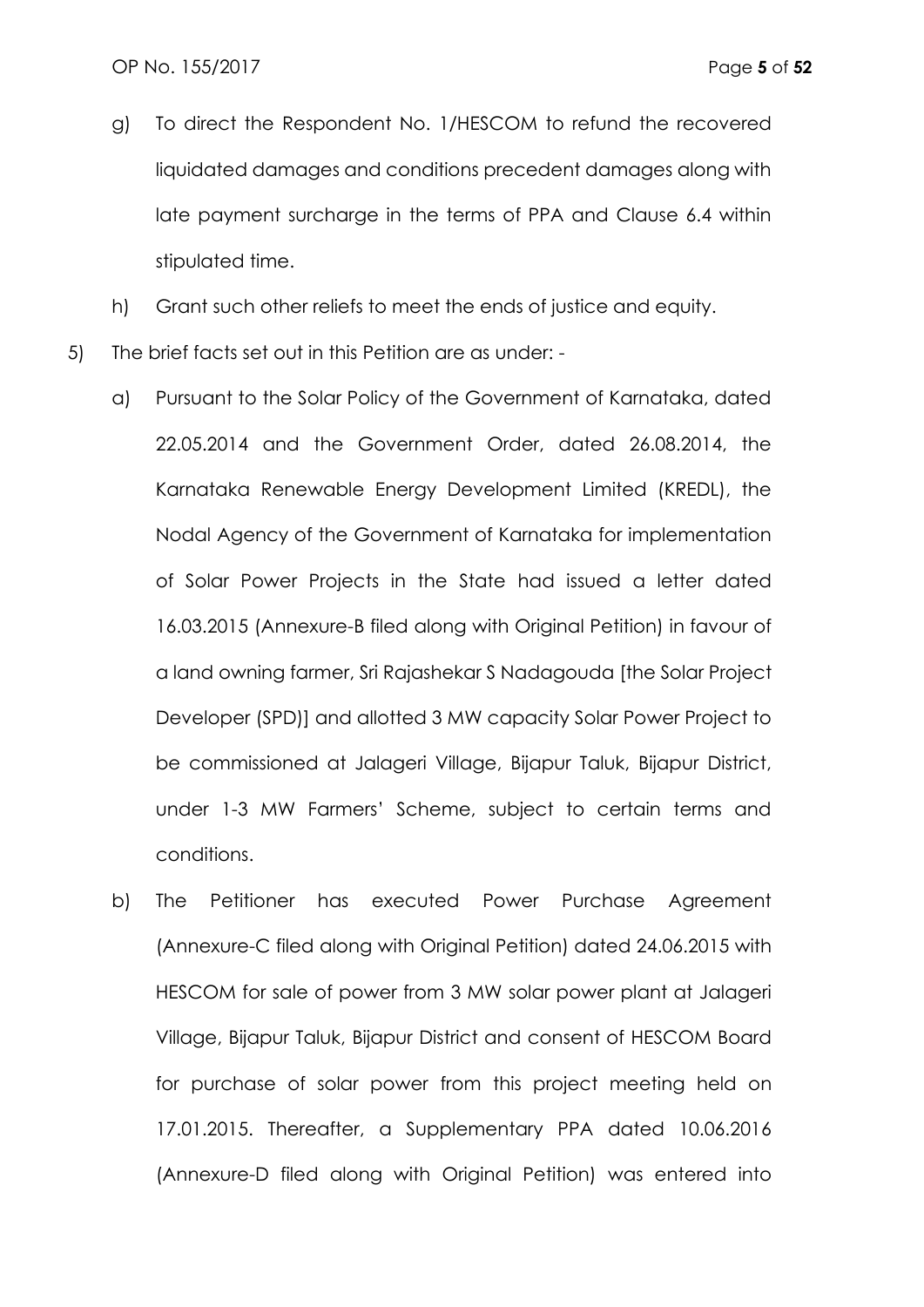g) To direct the Respondent No. 1/HESCOM to refund the recovered liquidated damages and conditions precedent damages along with late payment surcharge in the terms of PPA and Clause 6.4 within stipulated time.

h) Grant such other reliefs to meet the ends of justice and equity.

5) The brief facts set out in this Petition are as under: -

a) Pursuant to the Solar Policy of the Government of Karnataka, dated 22.05.2014 and the Government Order, dated 26.08.2014, the Karnataka Renewable Energy Development Limited (KREDL), the Nodal Agency of the Government of Karnataka for implementation of Solar Power Projects in the State had issued a letter dated 16.03.2015 (Annexure-B filed along with Original Petition) in favour of a land owning farmer, Sri Rajashekar S Nadagouda [the Solar Project Developer (SPD)] and allotted 3 MW capacity Solar Power Project to be commissioned at Jalageri Village, Bijapur Taluk, Bijapur District, under 1-3 MW Farmers' Scheme, subject to certain terms and conditions.

b) The Petitioner has executed Power Purchase Agreement (Annexure-C filed along with Original Petition) dated 24.06.2015 with HESCOM for sale of power from 3 MW solar power plant at Jalageri Village, Bijapur Taluk, Bijapur District and consent of HESCOM Board for purchase of solar power from this project meeting held on 17.01.2015. Thereafter, a Supplementary PPA dated 10.06.2016 (Annexure-D filed along with Original Petition) was entered into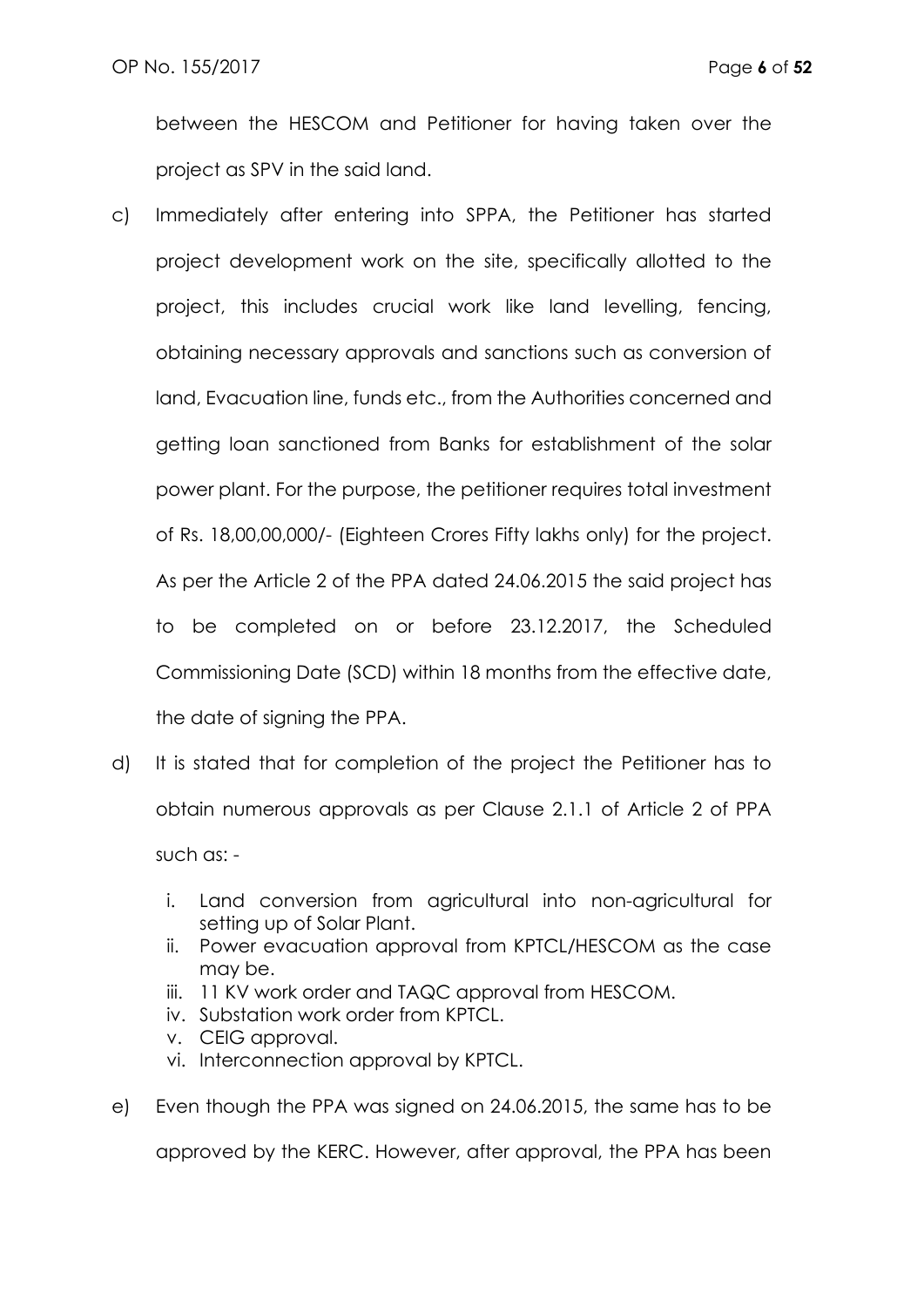between the HESCOM and Petitioner for having taken over the project as SPV in the said land.

c) Immediately after entering into SPPA, the Petitioner has started project development work on the site, specifically allotted to the project, this includes crucial work like land levelling, fencing, obtaining necessary approvals and sanctions such as conversion of land, Evacuation line, funds etc., from the Authorities concerned and getting loan sanctioned from Banks for establishment of the solar power plant. For the purpose, the petitioner requires total investment of Rs. 18,00,00,000/- (Eighteen Crores Fifty lakhs only) for the project. As per the Article 2 of the PPA dated 24.06.2015 the said project has to be completed on or before 23.12.2017, the Scheduled Commissioning Date (SCD) within 18 months from the effective date, the date of signing the PPA.

d) It is stated that for completion of the project the Petitioner has to obtain numerous approvals as per Clause 2.1.1 of Article 2 of PPA such as: -

    i. Land conversion from agricultural into non-agricultural for setting up of Solar Plant.
    ii. Power evacuation approval from KPTCL/HESCOM as the case may be.
    iii. 11 KV work order and TAQC approval from HESCOM.
    iv. Substation work order from KPTCL.
    v. CEIG approval.
    vi. Interconnection approval by KPTCL.

e) Even though the PPA was signed on 24.06.2015, the same has to be approved by the KERC. However, after approval, the PPA has been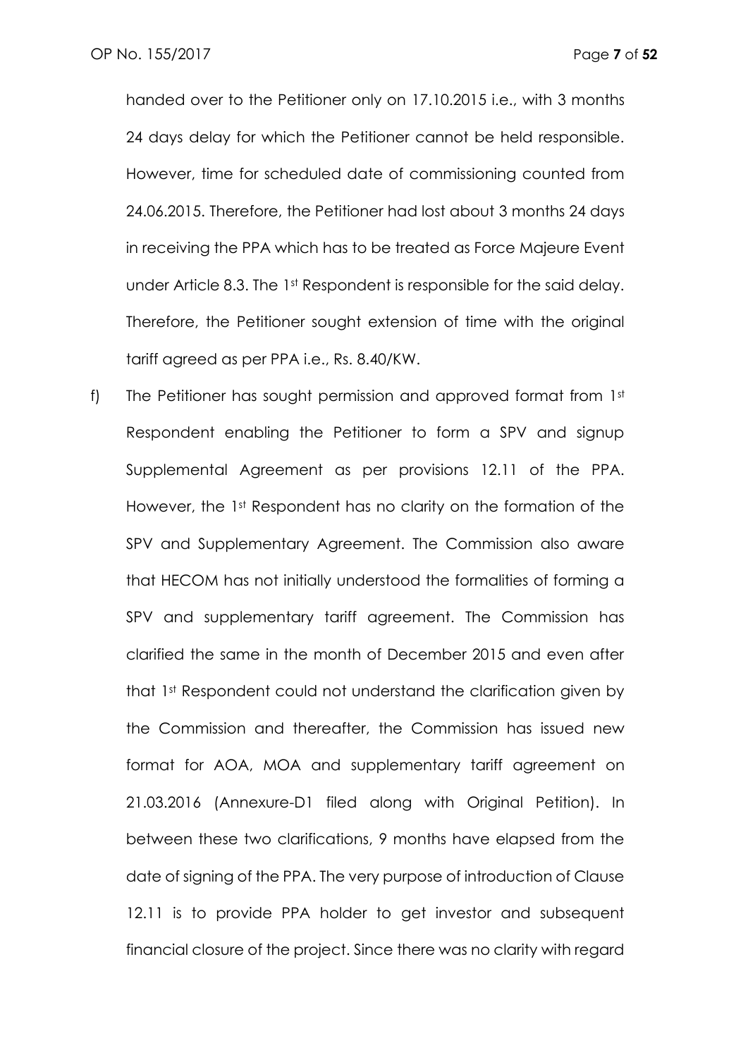handed over to the Petitioner only on 17.10.2015 i.e., with 3 months 24 days delay for which the Petitioner cannot be held responsible. However, time for scheduled date of commissioning counted from 24.06.2015. Therefore, the Petitioner had lost about 3 months 24 days in receiving the PPA which has to be treated as Force Majeure Event under Article 8.3. The 1st Respondent is responsible for the said delay. Therefore, the Petitioner sought extension of time with the original tariff agreed as per PPA i.e., Rs. 8.40/KW.

f) The Petitioner has sought permission and approved format from 1st Respondent enabling the Petitioner to form a SPV and signup Supplemental Agreement as per provisions 12.11 of the PPA. However, the 1st Respondent has no clarity on the formation of the SPV and Supplementary Agreement. The Commission also aware that HECOM has not initially understood the formalities of forming a SPV and supplementary tariff agreement. The Commission has clarified the same in the month of December 2015 and even after that 1st Respondent could not understand the clarification given by the Commission and thereafter, the Commission has issued new format for AOA, MOA and supplementary tariff agreement on 21.03.2016 (Annexure-D1 filed along with Original Petition). In between these two clarifications, 9 months have elapsed from the date of signing of the PPA. The very purpose of introduction of Clause 12.11 is to provide PPA holder to get investor and subsequent financial closure of the project. Since there was no clarity with regard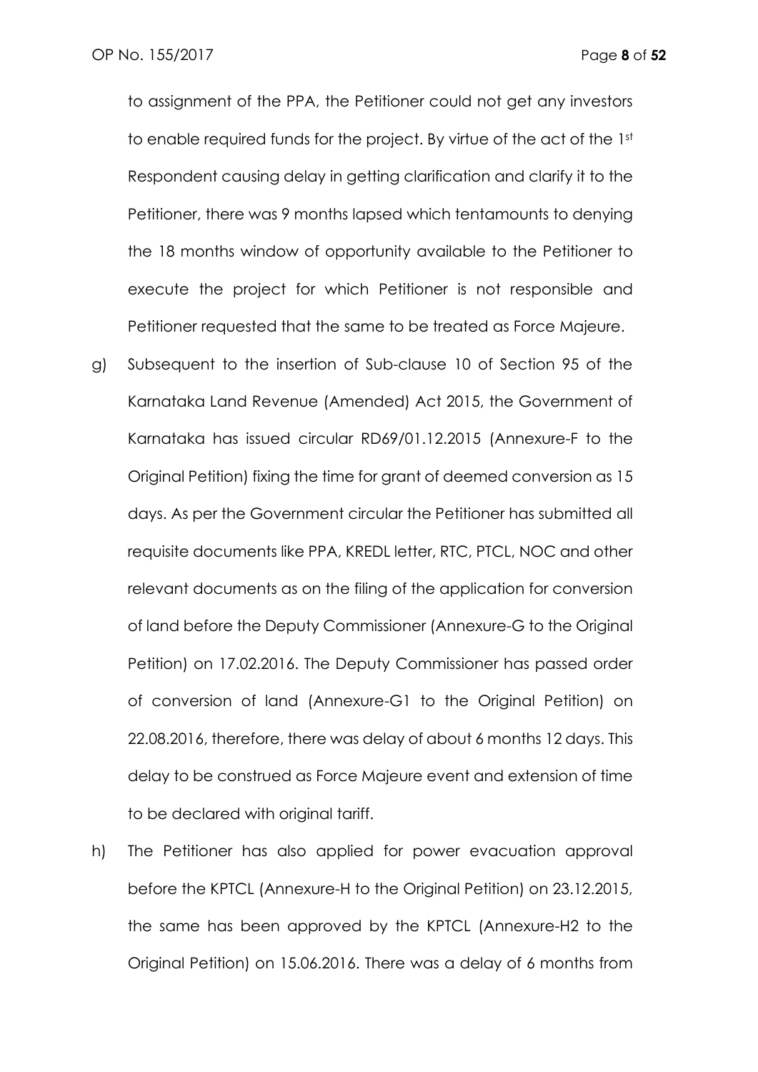to assignment of the PPA, the Petitioner could not get any investors to enable required funds for the project. By virtue of the act of the 1st Respondent causing delay in getting clarification and clarify it to the Petitioner, there was 9 months lapsed which tentamounts to denying the 18 months window of opportunity available to the Petitioner to execute the project for which Petitioner is not responsible and Petitioner requested that the same to be treated as Force Majeure.

g) Subsequent to the insertion of Sub-clause 10 of Section 95 of the Karnataka Land Revenue (Amended) Act 2015, the Government of Karnataka has issued circular RD69/01.12.2015 (Annexure-F to the Original Petition) fixing the time for grant of deemed conversion as 15 days. As per the Government circular the Petitioner has submitted all requisite documents like PPA, KREDL letter, RTC, PTCL, NOC and other relevant documents as on the filing of the application for conversion of land before the Deputy Commissioner (Annexure-G to the Original Petition) on 17.02.2016. The Deputy Commissioner has passed order of conversion of land (Annexure-G1 to the Original Petition) on 22.08.2016, therefore, there was delay of about 6 months 12 days. This delay to be construed as Force Majeure event and extension of time to be declared with original tariff.

h) The Petitioner has also applied for power evacuation approval before the KPTCL (Annexure-H to the Original Petition) on 23.12.2015, the same has been approved by the KPTCL (Annexure-H2 to the Original Petition) on 15.06.2016. There was a delay of 6 months from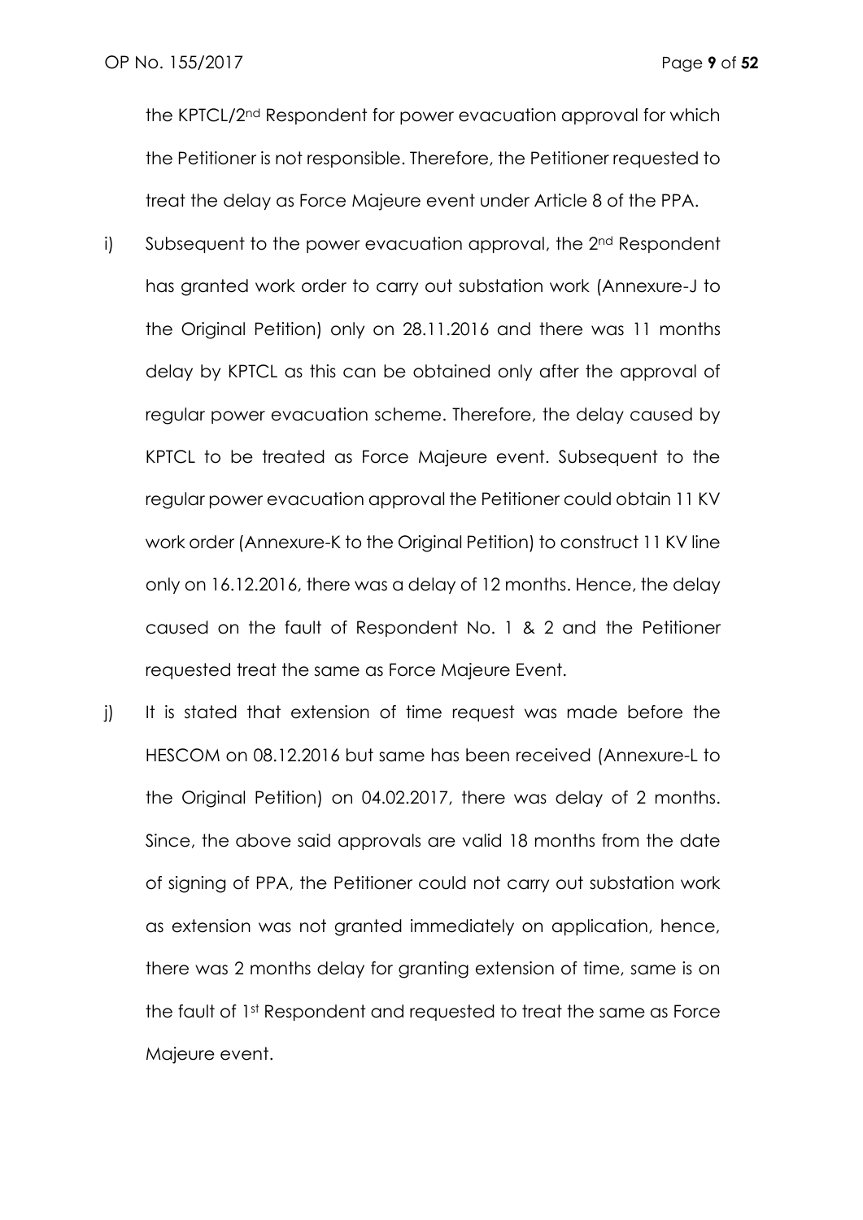the KPTCL/2nd Respondent for power evacuation approval for which the Petitioner is not responsible. Therefore, the Petitioner requested to treat the delay as Force Majeure event under Article 8 of the PPA.

i) Subsequent to the power evacuation approval, the 2nd Respondent has granted work order to carry out substation work (Annexure-J to the Original Petition) only on 28.11.2016 and there was 11 months delay by KPTCL as this can be obtained only after the approval of regular power evacuation scheme. Therefore, the delay caused by KPTCL to be treated as Force Majeure event. Subsequent to the regular power evacuation approval the Petitioner could obtain 11 KV work order (Annexure-K to the Original Petition) to construct 11 KV line only on 16.12.2016, there was a delay of 12 months. Hence, the delay caused on the fault of Respondent No. 1 & 2 and the Petitioner requested treat the same as Force Majeure Event.

j) It is stated that extension of time request was made before the HESCOM on 08.12.2016 but same has been received (Annexure-L to the Original Petition) on 04.02.2017, there was delay of 2 months. Since, the above said approvals are valid 18 months from the date of signing of PPA, the Petitioner could not carry out substation work as extension was not granted immediately on application, hence, there was 2 months delay for granting extension of time, same is on the fault of 1st Respondent and requested to treat the same as Force Majeure event.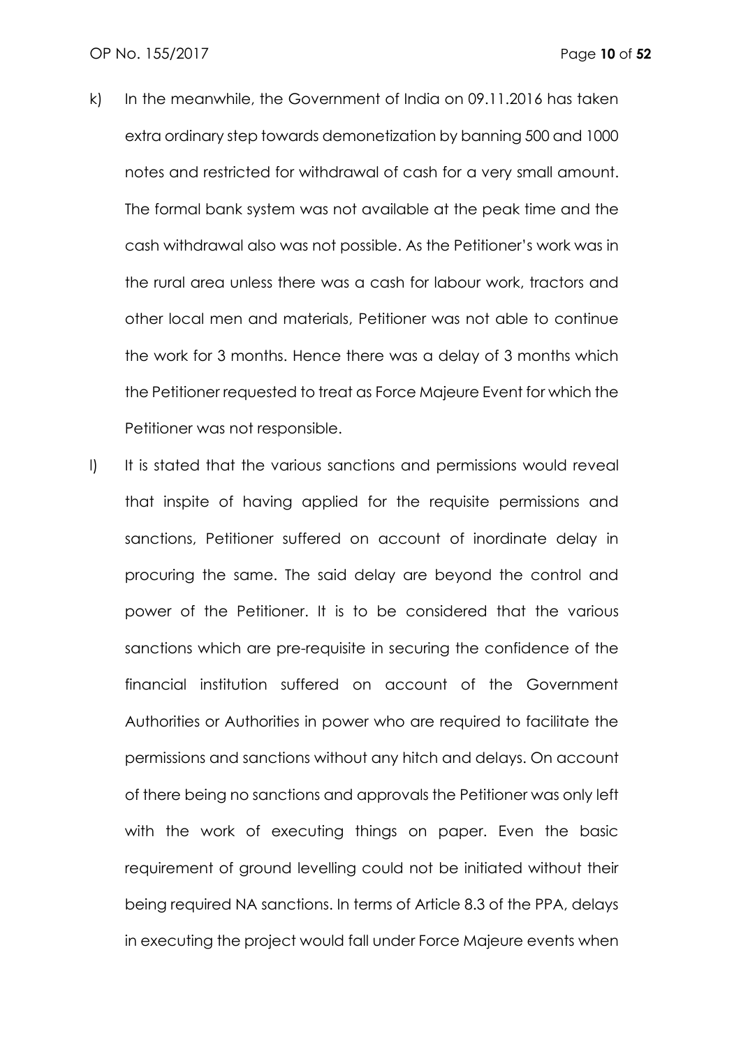k) In the meanwhile, the Government of India on 09.11.2016 has taken extra ordinary step towards demonetization by banning 500 and 1000 notes and restricted for withdrawal of cash for a very small amount. The formal bank system was not available at the peak time and the cash withdrawal also was not possible. As the Petitioner's work was in the rural area unless there was a cash for labour work, tractors and other local men and materials, Petitioner was not able to continue the work for 3 months. Hence there was a delay of 3 months which the Petitioner requested to treat as Force Majeure Event for which the Petitioner was not responsible.

l) It is stated that the various sanctions and permissions would reveal that inspite of having applied for the requisite permissions and sanctions, Petitioner suffered on account of inordinate delay in procuring the same. The said delay are beyond the control and power of the Petitioner. It is to be considered that the various sanctions which are pre-requisite in securing the confidence of the financial institution suffered on account of the Government Authorities or Authorities in power who are required to facilitate the permissions and sanctions without any hitch and delays. On account of there being no sanctions and approvals the Petitioner was only left with the work of executing things on paper. Even the basic requirement of ground levelling could not be initiated without their being required NA sanctions. In terms of Article 8.3 of the PPA, delays in executing the project would fall under Force Majeure events when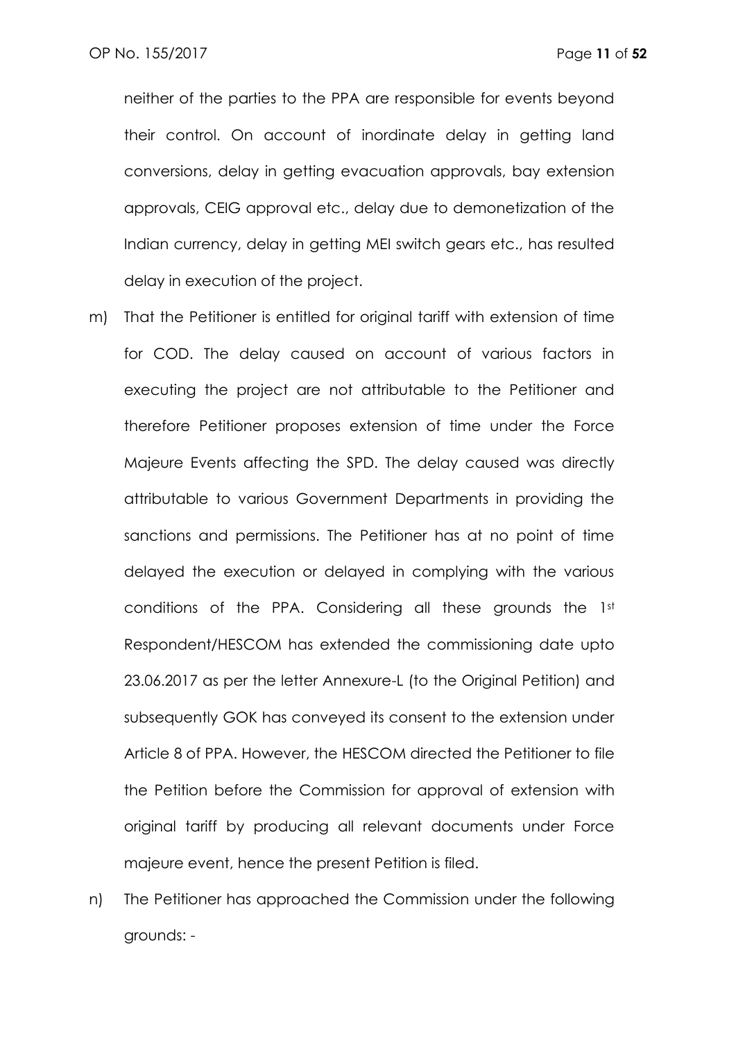neither of the parties to the PPA are responsible for events beyond their control. On account of inordinate delay in getting land conversions, delay in getting evacuation approvals, bay extension approvals, CEIG approval etc., delay due to demonetization of the Indian currency, delay in getting MEI switch gears etc., has resulted delay in execution of the project.

m) That the Petitioner is entitled for original tariff with extension of time for COD. The delay caused on account of various factors in executing the project are not attributable to the Petitioner and therefore Petitioner proposes extension of time under the Force Majeure Events affecting the SPD. The delay caused was directly attributable to various Government Departments in providing the sanctions and permissions. The Petitioner has at no point of time delayed the execution or delayed in complying with the various conditions of the PPA. Considering all these grounds the 1st Respondent/HESCOM has extended the commissioning date upto 23.06.2017 as per the letter Annexure-L (to the Original Petition) and subsequently GOK has conveyed its consent to the extension under Article 8 of PPA. However, the HESCOM directed the Petitioner to file the Petition before the Commission for approval of extension with original tariff by producing all relevant documents under Force majeure event, hence the present Petition is filed.

n) The Petitioner has approached the Commission under the following grounds: -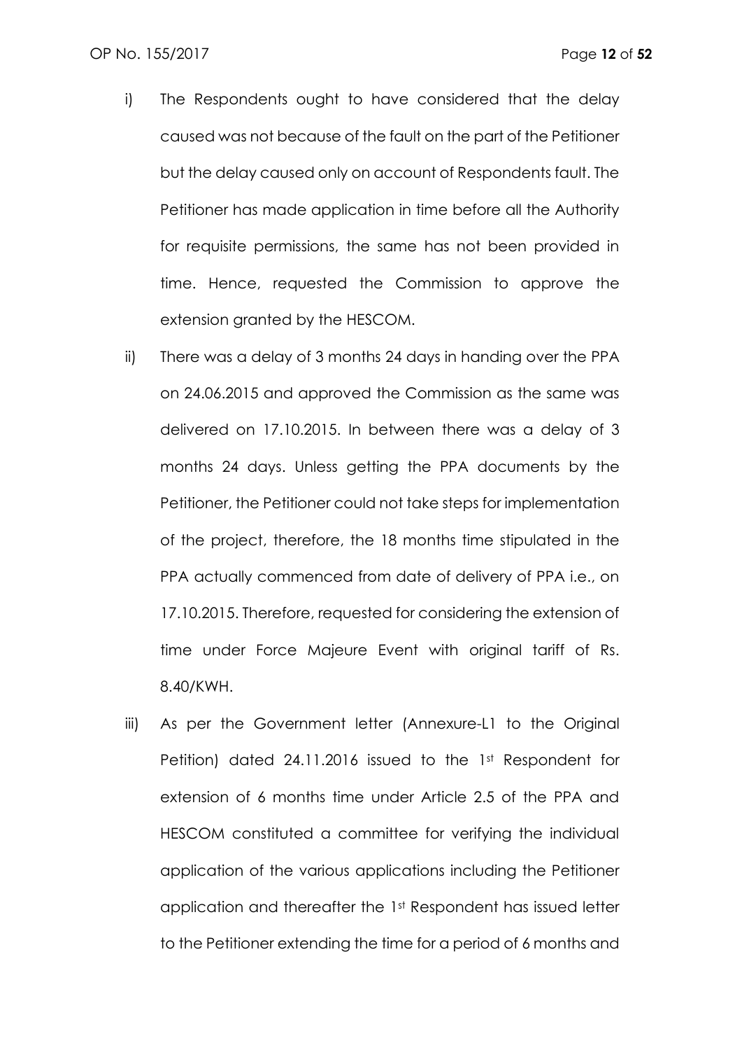i) The Respondents ought to have considered that the delay caused was not because of the fault on the part of the Petitioner but the delay caused only on account of Respondents fault. The Petitioner has made application in time before all the Authority for requisite permissions, the same has not been provided in time. Hence, requested the Commission to approve the extension granted by the HESCOM.

ii) There was a delay of 3 months 24 days in handing over the PPA on 24.06.2015 and approved the Commission as the same was delivered on 17.10.2015. In between there was a delay of 3 months 24 days. Unless getting the PPA documents by the Petitioner, the Petitioner could not take steps for implementation of the project, therefore, the 18 months time stipulated in the PPA actually commenced from date of delivery of PPA i.e., on 17.10.2015. Therefore, requested for considering the extension of time under Force Majeure Event with original tariff of Rs. 8.40/KWH.

iii) As per the Government letter (Annexure-L1 to the Original Petition) dated 24.11.2016 issued to the 1st Respondent for extension of 6 months time under Article 2.5 of the PPA and HESCOM constituted a committee for verifying the individual application of the various applications including the Petitioner application and thereafter the 1st Respondent has issued letter to the Petitioner extending the time for a period of 6 months and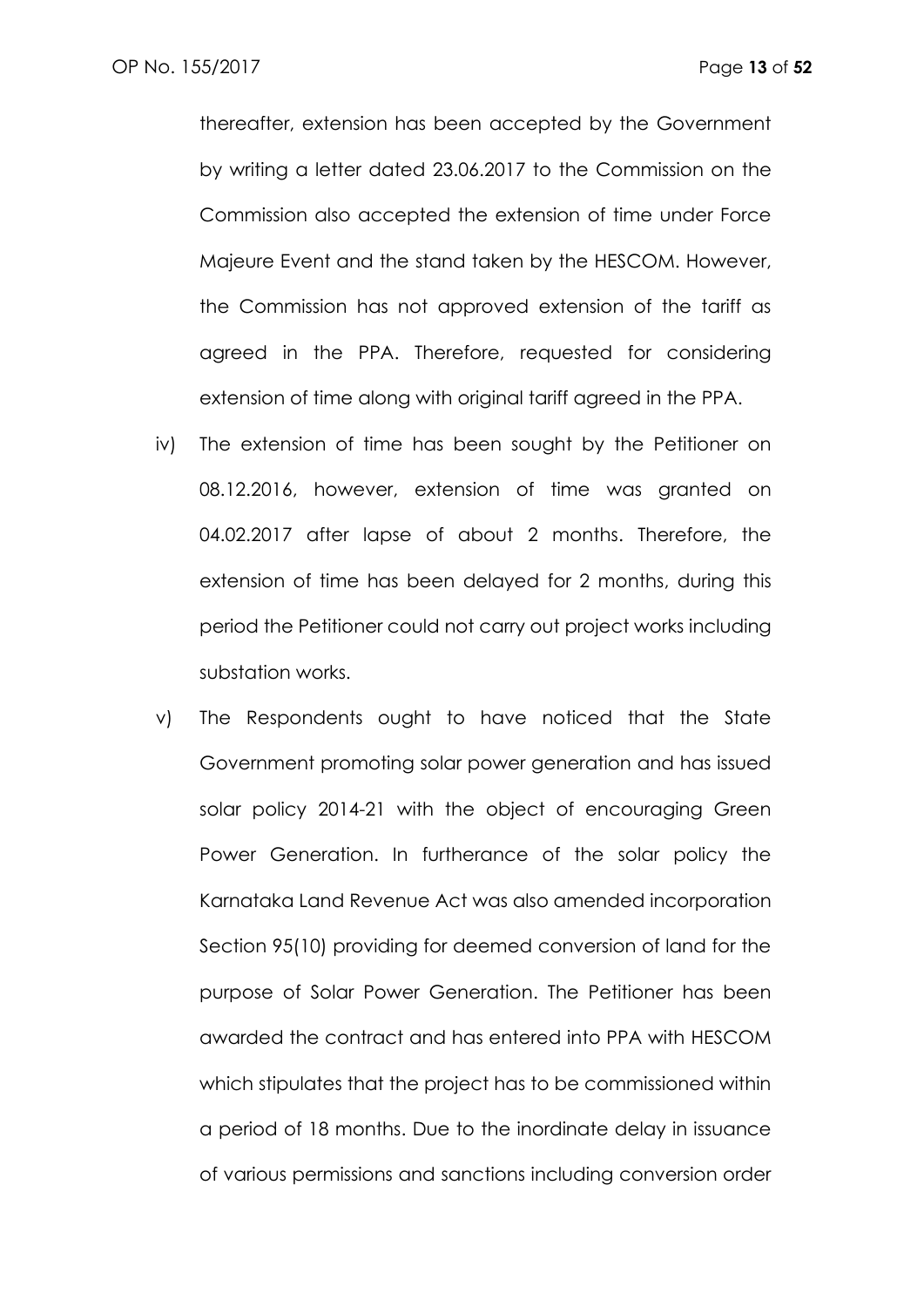thereafter, extension has been accepted by the Government by writing a letter dated 23.06.2017 to the Commission on the Commission also accepted the extension of time under Force Majeure Event and the stand taken by the HESCOM. However, the Commission has not approved extension of the tariff as agreed in the PPA. Therefore, requested for considering extension of time along with original tariff agreed in the PPA.

iv) The extension of time has been sought by the Petitioner on 08.12.2016, however, extension of time was granted on 04.02.2017 after lapse of about 2 months. Therefore, the extension of time has been delayed for 2 months, during this period the Petitioner could not carry out project works including substation works.

v) The Respondents ought to have noticed that the State Government promoting solar power generation and has issued solar policy 2014-21 with the object of encouraging Green Power Generation. In furtherance of the solar policy the Karnataka Land Revenue Act was also amended incorporation Section 95(10) providing for deemed conversion of land for the purpose of Solar Power Generation. The Petitioner has been awarded the contract and has entered into PPA with HESCOM which stipulates that the project has to be commissioned within a period of 18 months. Due to the inordinate delay in issuance of various permissions and sanctions including conversion order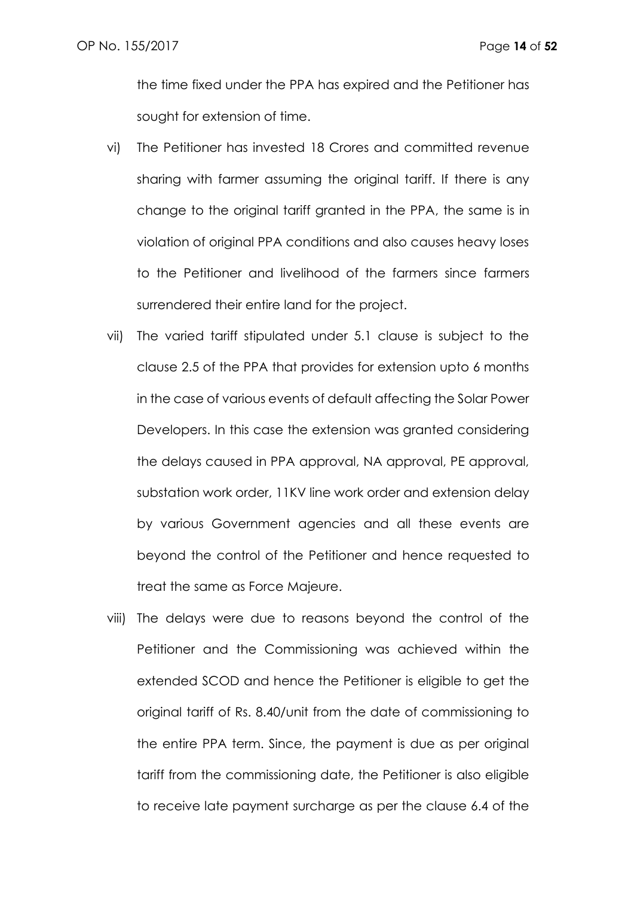the time fixed under the PPA has expired and the Petitioner has sought for extension of time.

vi) The Petitioner has invested 18 Crores and committed revenue sharing with farmer assuming the original tariff. If there is any change to the original tariff granted in the PPA, the same is in violation of original PPA conditions and also causes heavy loses to the Petitioner and livelihood of the farmers since farmers surrendered their entire land for the project.

vii) The varied tariff stipulated under 5.1 clause is subject to the clause 2.5 of the PPA that provides for extension upto 6 months in the case of various events of default affecting the Solar Power Developers. In this case the extension was granted considering the delays caused in PPA approval, NA approval, PE approval, substation work order, 11KV line work order and extension delay by various Government agencies and all these events are beyond the control of the Petitioner and hence requested to treat the same as Force Majeure.

viii) The delays were due to reasons beyond the control of the Petitioner and the Commissioning was achieved within the extended SCOD and hence the Petitioner is eligible to get the original tariff of Rs. 8.40/unit from the date of commissioning to the entire PPA term. Since, the payment is due as per original tariff from the commissioning date, the Petitioner is also eligible to receive late payment surcharge as per the clause 6.4 of the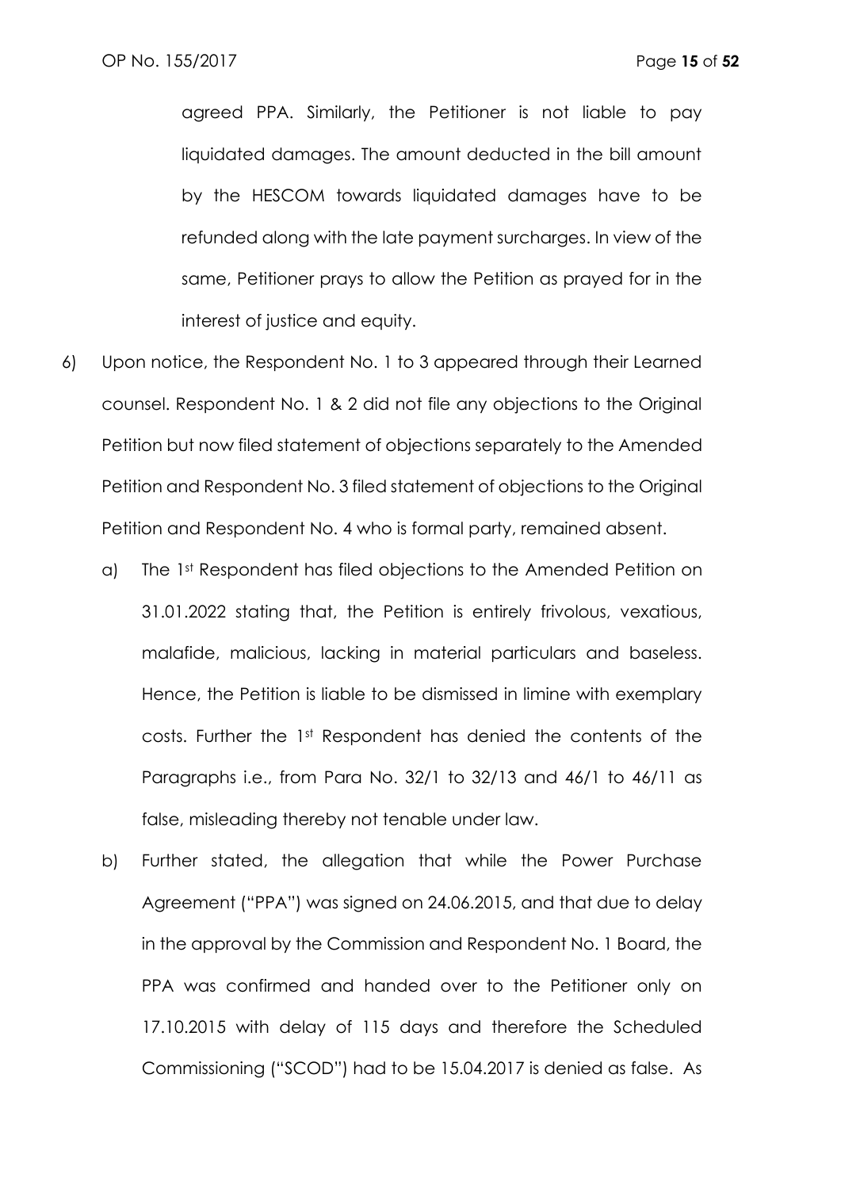agreed PPA. Similarly, the Petitioner is not liable to pay liquidated damages. The amount deducted in the bill amount by the HESCOM towards liquidated damages have to be refunded along with the late payment surcharges. In view of the same, Petitioner prays to allow the Petition as prayed for in the interest of justice and equity.

6) Upon notice, the Respondent No. 1 to 3 appeared through their Learned counsel. Respondent No. 1 & 2 did not file any objections to the Original Petition but now filed statement of objections separately to the Amended Petition and Respondent No. 3 filed statement of objections to the Original Petition and Respondent No. 4 who is formal party, remained absent.

   a) The 1st Respondent has filed objections to the Amended Petition on 31.01.2022 stating that, the Petition is entirely frivolous, vexatious, malafide, malicious, lacking in material particulars and baseless. Hence, the Petition is liable to be dismissed in limine with exemplary costs. Further the 1st Respondent has denied the contents of the Paragraphs i.e., from Para No. 32/1 to 32/13 and 46/1 to 46/11 as false, misleading thereby not tenable under law.

   b) Further stated, the allegation that while the Power Purchase Agreement ("PPA") was signed on 24.06.2015, and that due to delay in the approval by the Commission and Respondent No. 1 Board, the PPA was confirmed and handed over to the Petitioner only on 17.10.2015 with delay of 115 days and therefore the Scheduled Commissioning ("SCOD") had to be 15.04.2017 is denied as false. As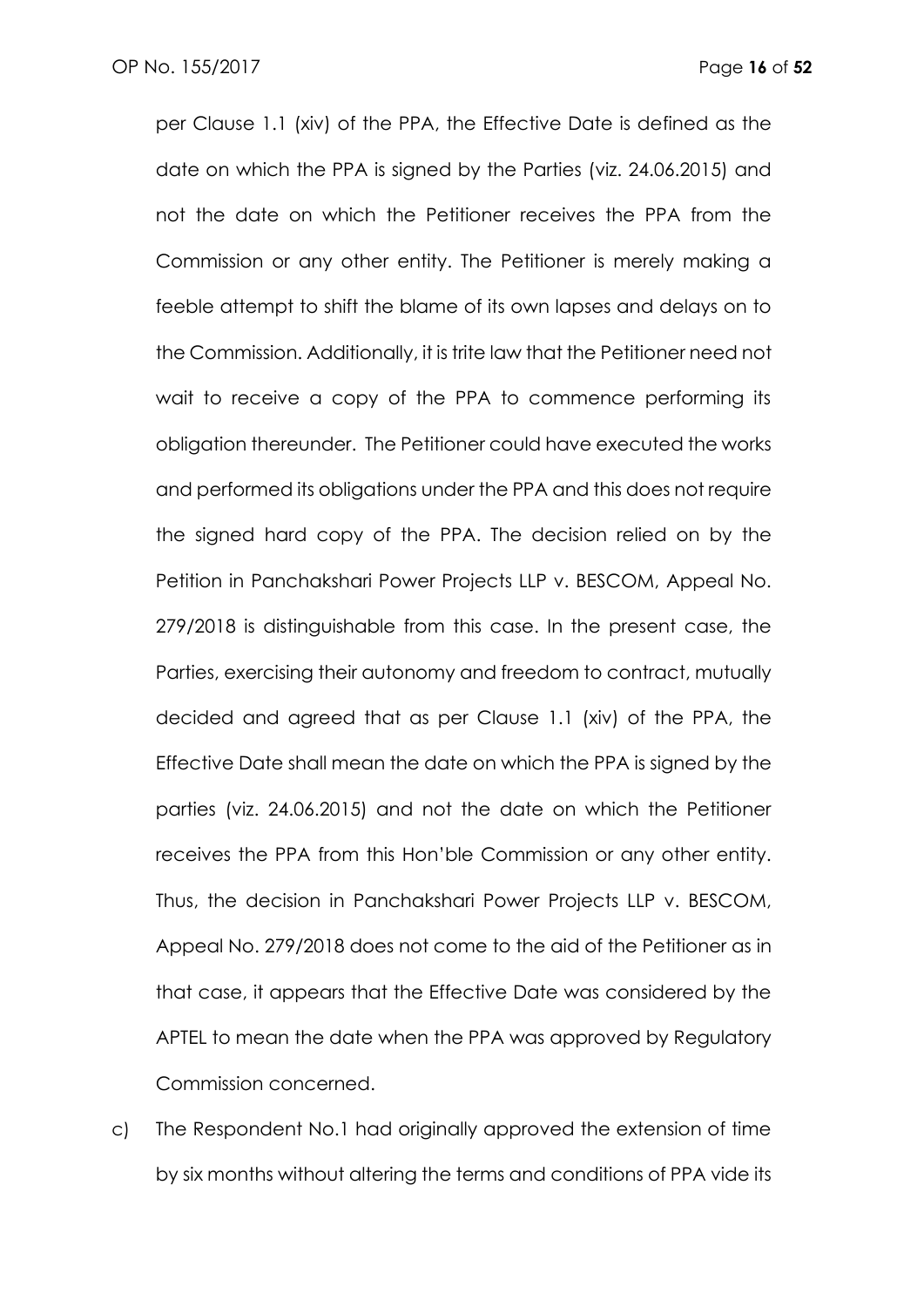per Clause 1.1 (xiv) of the PPA, the Effective Date is defined as the date on which the PPA is signed by the Parties (viz. 24.06.2015) and not the date on which the Petitioner receives the PPA from the Commission or any other entity. The Petitioner is merely making a feeble attempt to shift the blame of its own lapses and delays on to the Commission. Additionally, it is trite law that the Petitioner need not wait to receive a copy of the PPA to commence performing its obligation thereunder. The Petitioner could have executed the works and performed its obligations under the PPA and this does not require the signed hard copy of the PPA. The decision relied on by the Petition in Panchakshari Power Projects LLP v. BESCOM, Appeal No. 279/2018 is distinguishable from this case. In the present case, the Parties, exercising their autonomy and freedom to contract, mutually decided and agreed that as per Clause 1.1 (xiv) of the PPA, the Effective Date shall mean the date on which the PPA is signed by the parties (viz. 24.06.2015) and not the date on which the Petitioner receives the PPA from this Hon'ble Commission or any other entity. Thus, the decision in Panchakshari Power Projects LLP v. BESCOM, Appeal No. 279/2018 does not come to the aid of the Petitioner as in that case, it appears that the Effective Date was considered by the APTEL to mean the date when the PPA was approved by Regulatory Commission concerned.

c) The Respondent No.1 had originally approved the extension of time by six months without altering the terms and conditions of PPA vide its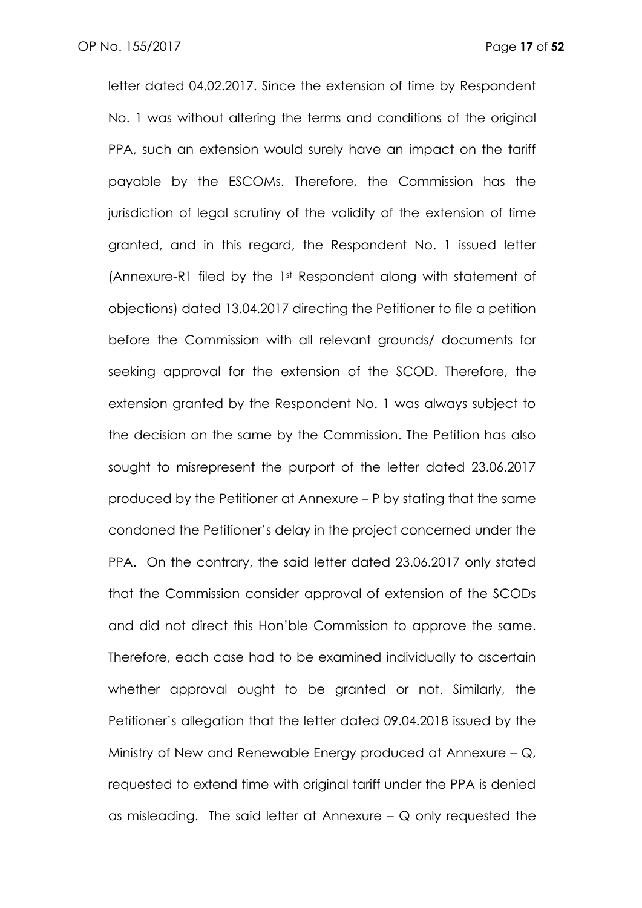letter dated 04.02.2017. Since the extension of time by Respondent No. 1 was without altering the terms and conditions of the original PPA, such an extension would surely have an impact on the tariff payable by the ESCOMs. Therefore, the Commission has the jurisdiction of legal scrutiny of the validity of the extension of time granted, and in this regard, the Respondent No. 1 issued letter (Annexure-R1 filed by the 1st Respondent along with statement of objections) dated 13.04.2017 directing the Petitioner to file a petition before the Commission with all relevant grounds/ documents for seeking approval for the extension of the SCOD. Therefore, the extension granted by the Respondent No. 1 was always subject to the decision on the same by the Commission. The Petition has also sought to misrepresent the purport of the letter dated 23.06.2017 produced by the Petitioner at Annexure – P by stating that the same condoned the Petitioner's delay in the project concerned under the PPA. On the contrary, the said letter dated 23.06.2017 only stated that the Commission consider approval of extension of the SCODs and did not direct this Hon'ble Commission to approve the same. Therefore, each case had to be examined individually to ascertain whether approval ought to be granted or not. Similarly, the Petitioner's allegation that the letter dated 09.04.2018 issued by the Ministry of New and Renewable Energy produced at Annexure – Q, requested to extend time with original tariff under the PPA is denied as misleading. The said letter at Annexure – Q only requested the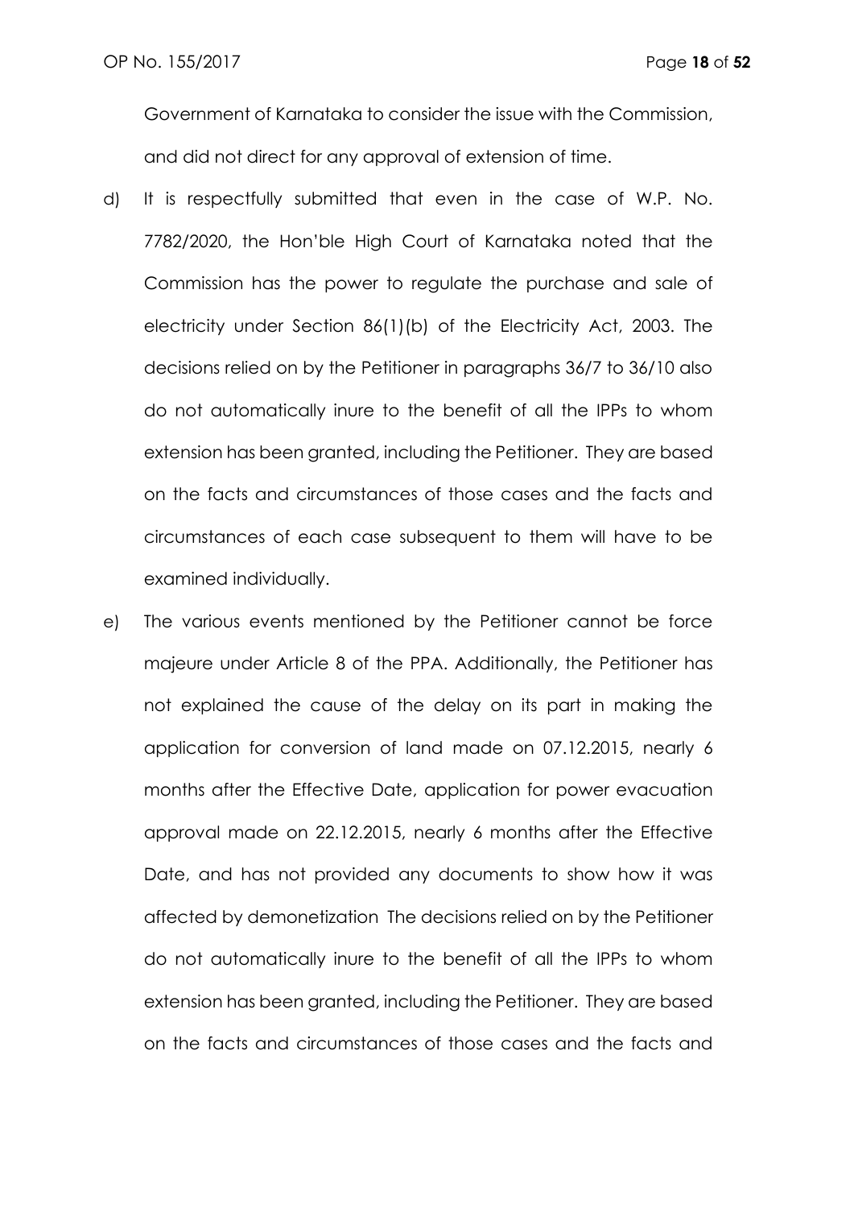Government of Karnataka to consider the issue with the Commission, and did not direct for any approval of extension of time.

d) It is respectfully submitted that even in the case of W.P. No. 7782/2020, the Hon'ble High Court of Karnataka noted that the Commission has the power to regulate the purchase and sale of electricity under Section 86(1)(b) of the Electricity Act, 2003. The decisions relied on by the Petitioner in paragraphs 36/7 to 36/10 also do not automatically inure to the benefit of all the IPPs to whom extension has been granted, including the Petitioner. They are based on the facts and circumstances of those cases and the facts and circumstances of each case subsequent to them will have to be examined individually.

e) The various events mentioned by the Petitioner cannot be force majeure under Article 8 of the PPA. Additionally, the Petitioner has not explained the cause of the delay on its part in making the application for conversion of land made on 07.12.2015, nearly 6 months after the Effective Date, application for power evacuation approval made on 22.12.2015, nearly 6 months after the Effective Date, and has not provided any documents to show how it was affected by demonetization The decisions relied on by the Petitioner do not automatically inure to the benefit of all the IPPs to whom extension has been granted, including the Petitioner. They are based on the facts and circumstances of those cases and the facts and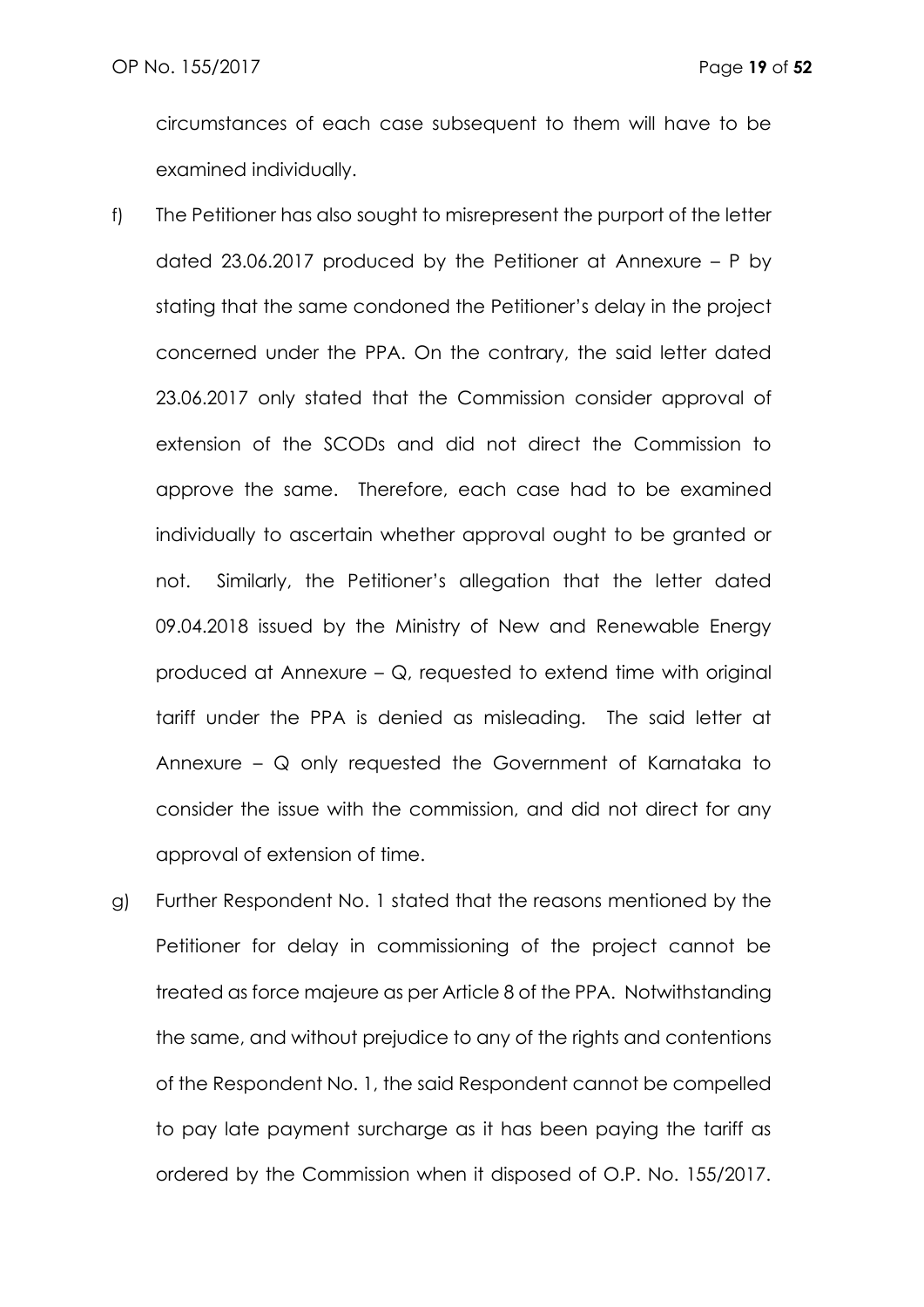circumstances of each case subsequent to them will have to be examined individually.

f) The Petitioner has also sought to misrepresent the purport of the letter dated 23.06.2017 produced by the Petitioner at Annexure – P by stating that the same condoned the Petitioner's delay in the project concerned under the PPA. On the contrary, the said letter dated 23.06.2017 only stated that the Commission consider approval of extension of the SCODs and did not direct the Commission to approve the same. Therefore, each case had to be examined individually to ascertain whether approval ought to be granted or not. Similarly, the Petitioner's allegation that the letter dated 09.04.2018 issued by the Ministry of New and Renewable Energy produced at Annexure – Q, requested to extend time with original tariff under the PPA is denied as misleading. The said letter at Annexure – Q only requested the Government of Karnataka to consider the issue with the commission, and did not direct for any approval of extension of time.

g) Further Respondent No. 1 stated that the reasons mentioned by the Petitioner for delay in commissioning of the project cannot be treated as force majeure as per Article 8 of the PPA. Notwithstanding the same, and without prejudice to any of the rights and contentions of the Respondent No. 1, the said Respondent cannot be compelled to pay late payment surcharge as it has been paying the tariff as ordered by the Commission when it disposed of O.P. No. 155/2017.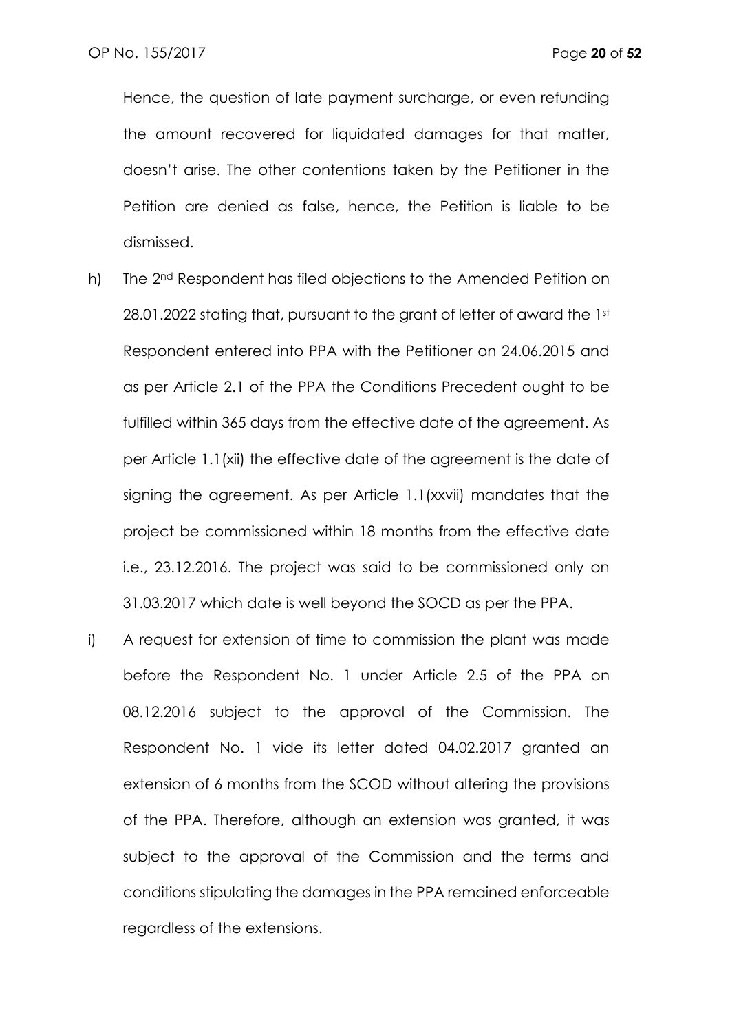Hence, the question of late payment surcharge, or even refunding the amount recovered for liquidated damages for that matter, doesn't arise. The other contentions taken by the Petitioner in the Petition are denied as false, hence, the Petition is liable to be dismissed.

h) The 2nd Respondent has filed objections to the Amended Petition on 28.01.2022 stating that, pursuant to the grant of letter of award the 1st Respondent entered into PPA with the Petitioner on 24.06.2015 and as per Article 2.1 of the PPA the Conditions Precedent ought to be fulfilled within 365 days from the effective date of the agreement. As per Article 1.1(xii) the effective date of the agreement is the date of signing the agreement. As per Article 1.1(xxvii) mandates that the project be commissioned within 18 months from the effective date i.e., 23.12.2016. The project was said to be commissioned only on 31.03.2017 which date is well beyond the SOCD as per the PPA.

i) A request for extension of time to commission the plant was made before the Respondent No. 1 under Article 2.5 of the PPA on 08.12.2016 subject to the approval of the Commission. The Respondent No. 1 vide its letter dated 04.02.2017 granted an extension of 6 months from the SCOD without altering the provisions of the PPA. Therefore, although an extension was granted, it was subject to the approval of the Commission and the terms and conditions stipulating the damages in the PPA remained enforceable regardless of the extensions.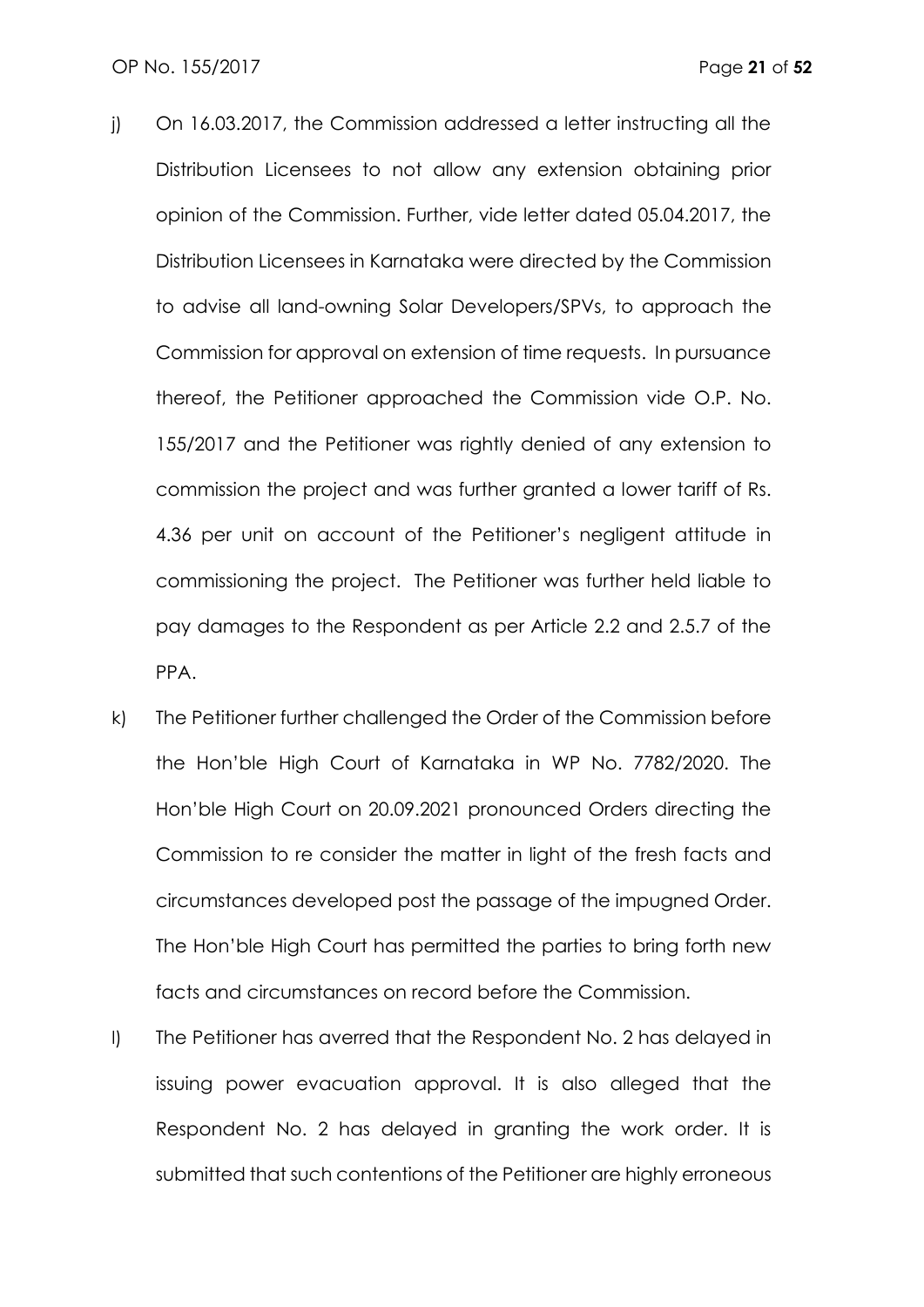j) On 16.03.2017, the Commission addressed a letter instructing all the Distribution Licensees to not allow any extension obtaining prior opinion of the Commission. Further, vide letter dated 05.04.2017, the Distribution Licensees in Karnataka were directed by the Commission to advise all land-owning Solar Developers/SPVs, to approach the Commission for approval on extension of time requests. In pursuance thereof, the Petitioner approached the Commission vide O.P. No. 155/2017 and the Petitioner was rightly denied of any extension to commission the project and was further granted a lower tariff of Rs. 4.36 per unit on account of the Petitioner's negligent attitude in commissioning the project. The Petitioner was further held liable to pay damages to the Respondent as per Article 2.2 and 2.5.7 of the PPA.

k) The Petitioner further challenged the Order of the Commission before the Hon'ble High Court of Karnataka in WP No. 7782/2020. The Hon'ble High Court on 20.09.2021 pronounced Orders directing the Commission to re consider the matter in light of the fresh facts and circumstances developed post the passage of the impugned Order. The Hon'ble High Court has permitted the parties to bring forth new facts and circumstances on record before the Commission.

l) The Petitioner has averred that the Respondent No. 2 has delayed in issuing power evacuation approval. It is also alleged that the Respondent No. 2 has delayed in granting the work order. It is submitted that such contentions of the Petitioner are highly erroneous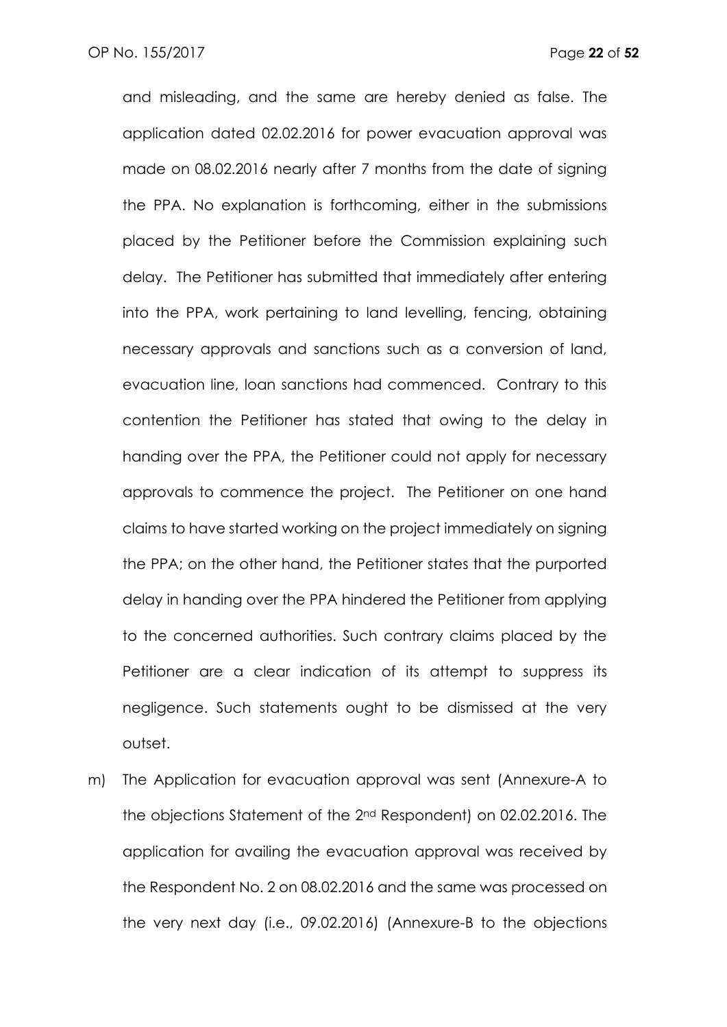and misleading, and the same are hereby denied as false. The application dated 02.02.2016 for power evacuation approval was made on 08.02.2016 nearly after 7 months from the date of signing the PPA. No explanation is forthcoming, either in the submissions placed by the Petitioner before the Commission explaining such delay. The Petitioner has submitted that immediately after entering into the PPA, work pertaining to land levelling, fencing, obtaining necessary approvals and sanctions such as a conversion of land, evacuation line, loan sanctions had commenced. Contrary to this contention the Petitioner has stated that owing to the delay in handing over the PPA, the Petitioner could not apply for necessary approvals to commence the project. The Petitioner on one hand claims to have started working on the project immediately on signing the PPA; on the other hand, the Petitioner states that the purported delay in handing over the PPA hindered the Petitioner from applying to the concerned authorities. Such contrary claims placed by the Petitioner are a clear indication of its attempt to suppress its negligence. Such statements ought to be dismissed at the very outset.

m) The Application for evacuation approval was sent (Annexure-A to the objections Statement of the 2nd Respondent) on 02.02.2016. The application for availing the evacuation approval was received by the Respondent No. 2 on 08.02.2016 and the same was processed on the very next day (i.e., 09.02.2016) (Annexure-B to the objections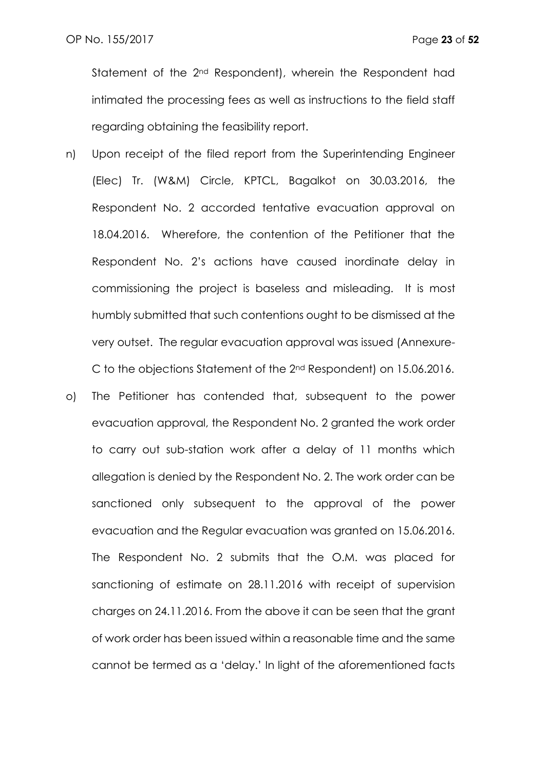Statement of the 2nd Respondent), wherein the Respondent had intimated the processing fees as well as instructions to the field staff regarding obtaining the feasibility report.

n) Upon receipt of the filed report from the Superintending Engineer (Elec) Tr. (W&M) Circle, KPTCL, Bagalkot on 30.03.2016, the Respondent No. 2 accorded tentative evacuation approval on 18.04.2016. Wherefore, the contention of the Petitioner that the Respondent No. 2's actions have caused inordinate delay in commissioning the project is baseless and misleading. It is most humbly submitted that such contentions ought to be dismissed at the very outset. The regular evacuation approval was issued (Annexure-C to the objections Statement of the 2nd Respondent) on 15.06.2016.

o) The Petitioner has contended that, subsequent to the power evacuation approval, the Respondent No. 2 granted the work order to carry out sub-station work after a delay of 11 months which allegation is denied by the Respondent No. 2. The work order can be sanctioned only subsequent to the approval of the power evacuation and the Regular evacuation was granted on 15.06.2016. The Respondent No. 2 submits that the O.M. was placed for sanctioning of estimate on 28.11.2016 with receipt of supervision charges on 24.11.2016. From the above it can be seen that the grant of work order has been issued within a reasonable time and the same cannot be termed as a 'delay.' In light of the aforementioned facts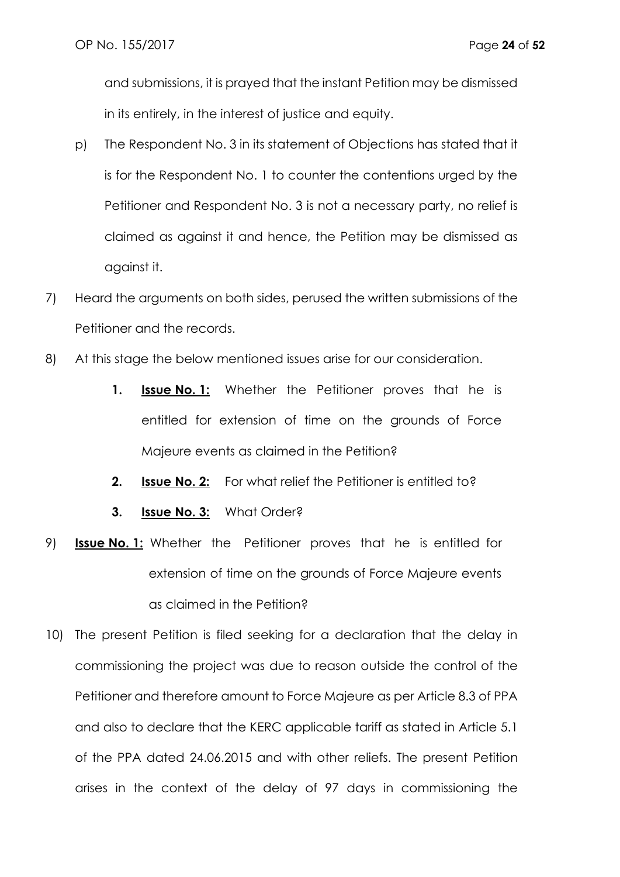and submissions, it is prayed that the instant Petition may be dismissed in its entirely, in the interest of justice and equity.

p) The Respondent No. 3 in its statement of Objections has stated that it is for the Respondent No. 1 to counter the contentions urged by the Petitioner and Respondent No. 3 is not a necessary party, no relief is claimed as against it and hence, the Petition may be dismissed as against it.

7) Heard the arguments on both sides, perused the written submissions of the Petitioner and the records.

8) At this stage the below mentioned issues arise for our consideration.

   1. **Issue No. 1:** Whether the Petitioner proves that he is entitled for extension of time on the grounds of Force Majeure events as claimed in the Petition?
   2. **Issue No. 2:** For what relief the Petitioner is entitled to?
   3. **Issue No. 3:** What Order?

9) **Issue No. 1:** Whether the Petitioner proves that he is entitled for extension of time on the grounds of Force Majeure events as claimed in the Petition?

10) The present Petition is filed seeking for a declaration that the delay in commissioning the project was due to reason outside the control of the Petitioner and therefore amount to Force Majeure as per Article 8.3 of PPA and also to declare that the KERC applicable tariff as stated in Article 5.1 of the PPA dated 24.06.2015 and with other reliefs. The present Petition arises in the context of the delay of 97 days in commissioning the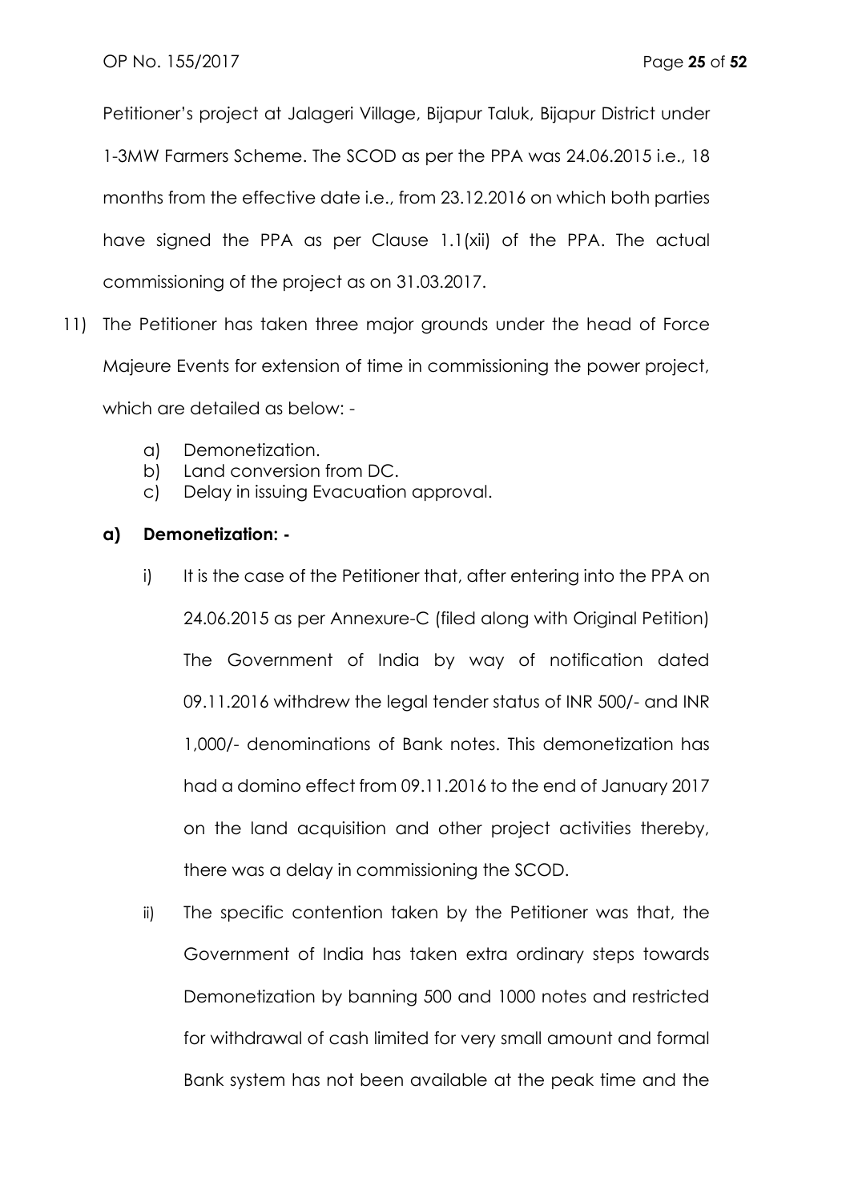Petitioner's project at Jalageri Village, Bijapur Taluk, Bijapur District under 1-3MW Farmers Scheme. The SCOD as per the PPA was 24.06.2015 i.e., 18 months from the effective date i.e., from 23.12.2016 on which both parties have signed the PPA as per Clause 1.1(xii) of the PPA. The actual commissioning of the project as on 31.03.2017.

11) The Petitioner has taken three major grounds under the head of Force Majeure Events for extension of time in commissioning the power project, which are detailed as below: -

    a) Demonetization.
    b) Land conversion from DC.
    c) Delay in issuing Evacuation approval.

**a) Demonetization: -**

i) It is the case of the Petitioner that, after entering into the PPA on 24.06.2015 as per Annexure-C (filed along with Original Petition) The Government of India by way of notification dated 09.11.2016 withdrew the legal tender status of INR 500/- and INR 1,000/- denominations of Bank notes. This demonetization has had a domino effect from 09.11.2016 to the end of January 2017 on the land acquisition and other project activities thereby, there was a delay in commissioning the SCOD.

ii) The specific contention taken by the Petitioner was that, the Government of India has taken extra ordinary steps towards Demonetization by banning 500 and 1000 notes and restricted for withdrawal of cash limited for very small amount and formal Bank system has not been available at the peak time and the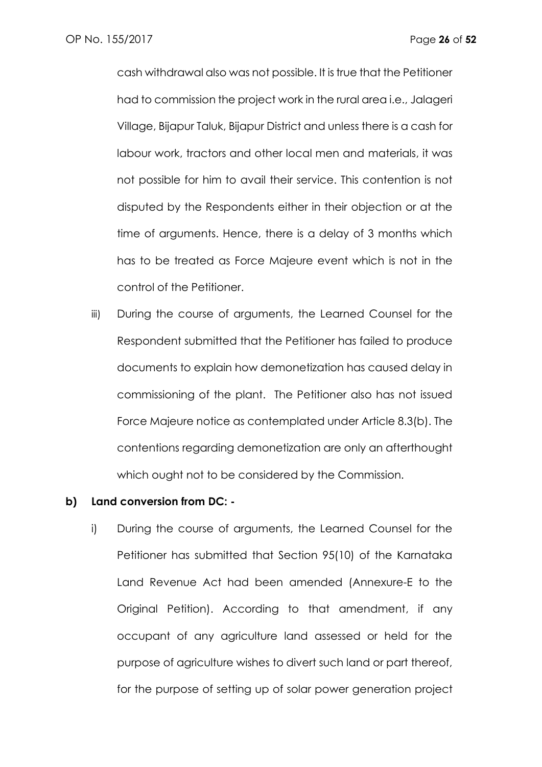cash withdrawal also was not possible. It is true that the Petitioner had to commission the project work in the rural area i.e., Jalageri Village, Bijapur Taluk, Bijapur District and unless there is a cash for labour work, tractors and other local men and materials, it was not possible for him to avail their service. This contention is not disputed by the Respondents either in their objection or at the time of arguments. Hence, there is a delay of 3 months which has to be treated as Force Majeure event which is not in the control of the Petitioner.

iii) During the course of arguments, the Learned Counsel for the Respondent submitted that the Petitioner has failed to produce documents to explain how demonetization has caused delay in commissioning of the plant. The Petitioner also has not issued Force Majeure notice as contemplated under Article 8.3(b). The contentions regarding demonetization are only an afterthought which ought not to be considered by the Commission.

**b) Land conversion from DC: -**

i) During the course of arguments, the Learned Counsel for the Petitioner has submitted that Section 95(10) of the Karnataka Land Revenue Act had been amended (Annexure-E to the Original Petition). According to that amendment, if any occupant of any agriculture land assessed or held for the purpose of agriculture wishes to divert such land or part thereof, for the purpose of setting up of solar power generation project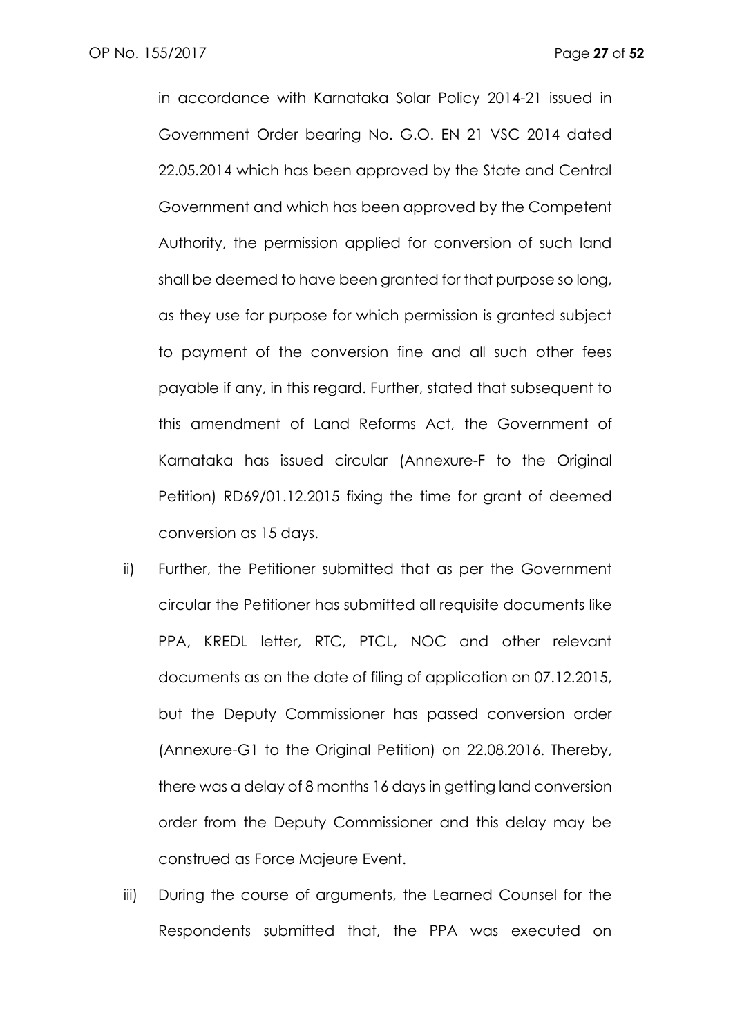in accordance with Karnataka Solar Policy 2014-21 issued in Government Order bearing No. G.O. EN 21 VSC 2014 dated 22.05.2014 which has been approved by the State and Central Government and which has been approved by the Competent Authority, the permission applied for conversion of such land shall be deemed to have been granted for that purpose so long, as they use for purpose for which permission is granted subject to payment of the conversion fine and all such other fees payable if any, in this regard. Further, stated that subsequent to this amendment of Land Reforms Act, the Government of Karnataka has issued circular (Annexure-F to the Original Petition) RD69/01.12.2015 fixing the time for grant of deemed conversion as 15 days.

ii) Further, the Petitioner submitted that as per the Government circular the Petitioner has submitted all requisite documents like PPA, KREDL letter, RTC, PTCL, NOC and other relevant documents as on the date of filing of application on 07.12.2015, but the Deputy Commissioner has passed conversion order (Annexure-G1 to the Original Petition) on 22.08.2016. Thereby, there was a delay of 8 months 16 days in getting land conversion order from the Deputy Commissioner and this delay may be construed as Force Majeure Event.

iii) During the course of arguments, the Learned Counsel for the Respondents submitted that, the PPA was executed on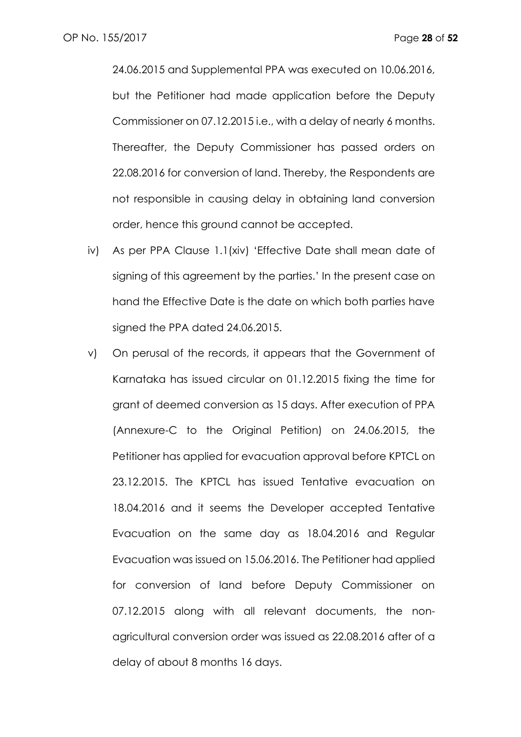24.06.2015 and Supplemental PPA was executed on 10.06.2016, but the Petitioner had made application before the Deputy Commissioner on 07.12.2015 i.e., with a delay of nearly 6 months. Thereafter, the Deputy Commissioner has passed orders on 22.08.2016 for conversion of land. Thereby, the Respondents are not responsible in causing delay in obtaining land conversion order, hence this ground cannot be accepted.

iv) As per PPA Clause 1.1(xiv) 'Effective Date shall mean date of signing of this agreement by the parties.' In the present case on hand the Effective Date is the date on which both parties have signed the PPA dated 24.06.2015.

v) On perusal of the records, it appears that the Government of Karnataka has issued circular on 01.12.2015 fixing the time for grant of deemed conversion as 15 days. After execution of PPA (Annexure-C to the Original Petition) on 24.06.2015, the Petitioner has applied for evacuation approval before KPTCL on 23.12.2015. The KPTCL has issued Tentative evacuation on 18.04.2016 and it seems the Developer accepted Tentative Evacuation on the same day as 18.04.2016 and Regular Evacuation was issued on 15.06.2016. The Petitioner had applied for conversion of land before Deputy Commissioner on 07.12.2015 along with all relevant documents, the non-agricultural conversion order was issued as 22.08.2016 after of a delay of about 8 months 16 days.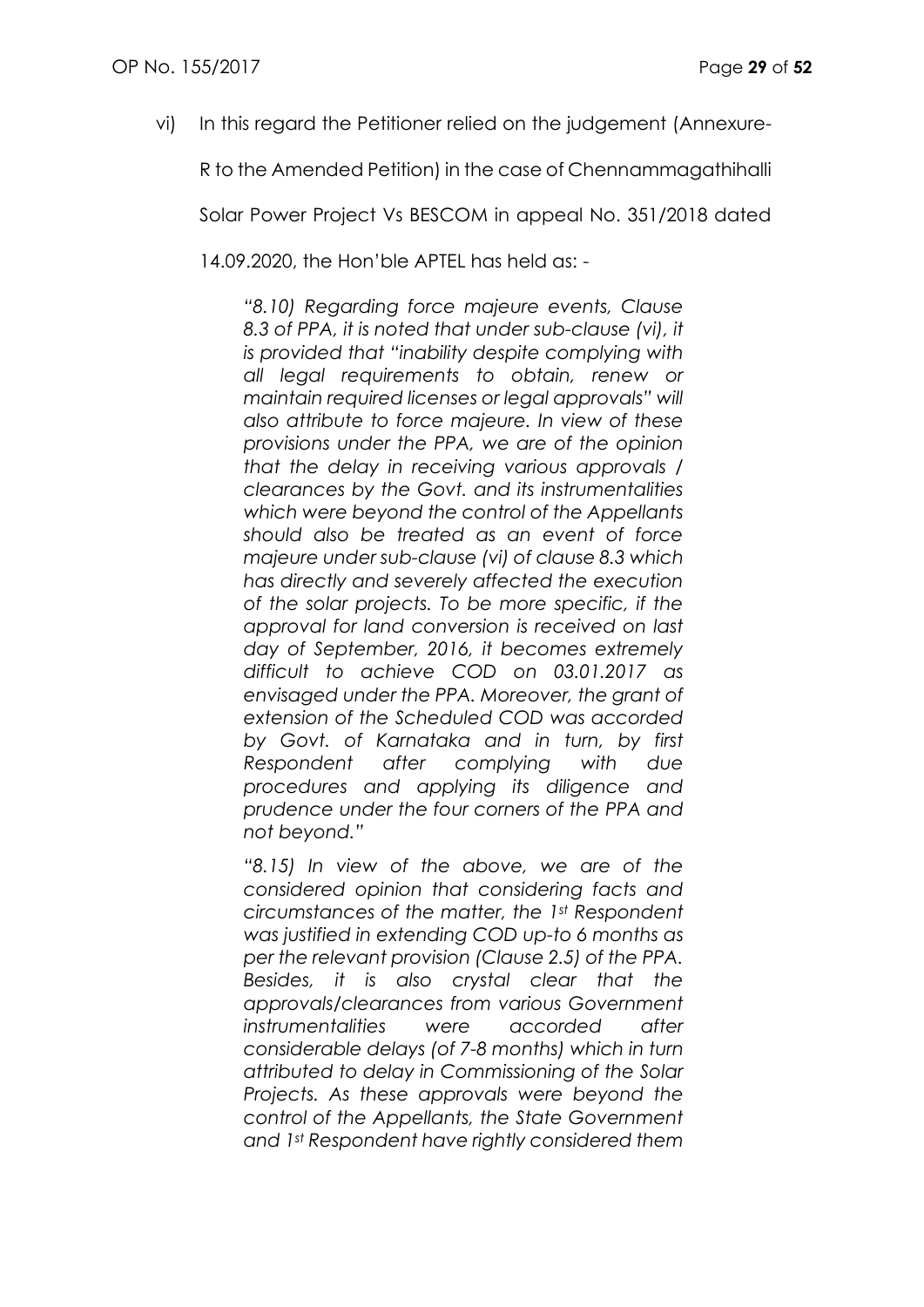vi) In this regard the Petitioner relied on the judgement (Annexure-R to the Amended Petition) in the case of Chennammagathihalli Solar Power Project Vs BESCOM in appeal No. 351/2018 dated 14.09.2020, the Hon'ble APTEL has held as: -

> *"8.10) Regarding force majeure events, Clause 8.3 of PPA, it is noted that under sub-clause (vi), it is provided that "inability despite complying with all legal requirements to obtain, renew or maintain required licenses or legal approvals" will also attribute to force majeure. In view of these provisions under the PPA, we are of the opinion that the delay in receiving various approvals / clearances by the Govt. and its instrumentalities which were beyond the control of the Appellants should also be treated as an event of force majeure under sub-clause (vi) of clause 8.3 which has directly and severely affected the execution of the solar projects. To be more specific, if the approval for land conversion is received on last day of September, 2016, it becomes extremely difficult to achieve COD on 03.01.2017 as envisaged under the PPA. Moreover, the grant of extension of the Scheduled COD was accorded by Govt. of Karnataka and in turn, by first Respondent after complying with due procedures and applying its diligence and prudence under the four corners of the PPA and not beyond."*
>
> *"8.15) In view of the above, we are of the considered opinion that considering facts and circumstances of the matter, the 1st Respondent was justified in extending COD up-to 6 months as per the relevant provision (Clause 2.5) of the PPA. Besides, it is also crystal clear that the approvals/clearances from various Government instrumentalities were accorded after considerable delays (of 7-8 months) which in turn attributed to delay in Commissioning of the Solar Projects. As these approvals were beyond the control of the Appellants, the State Government and 1st Respondent have rightly considered them*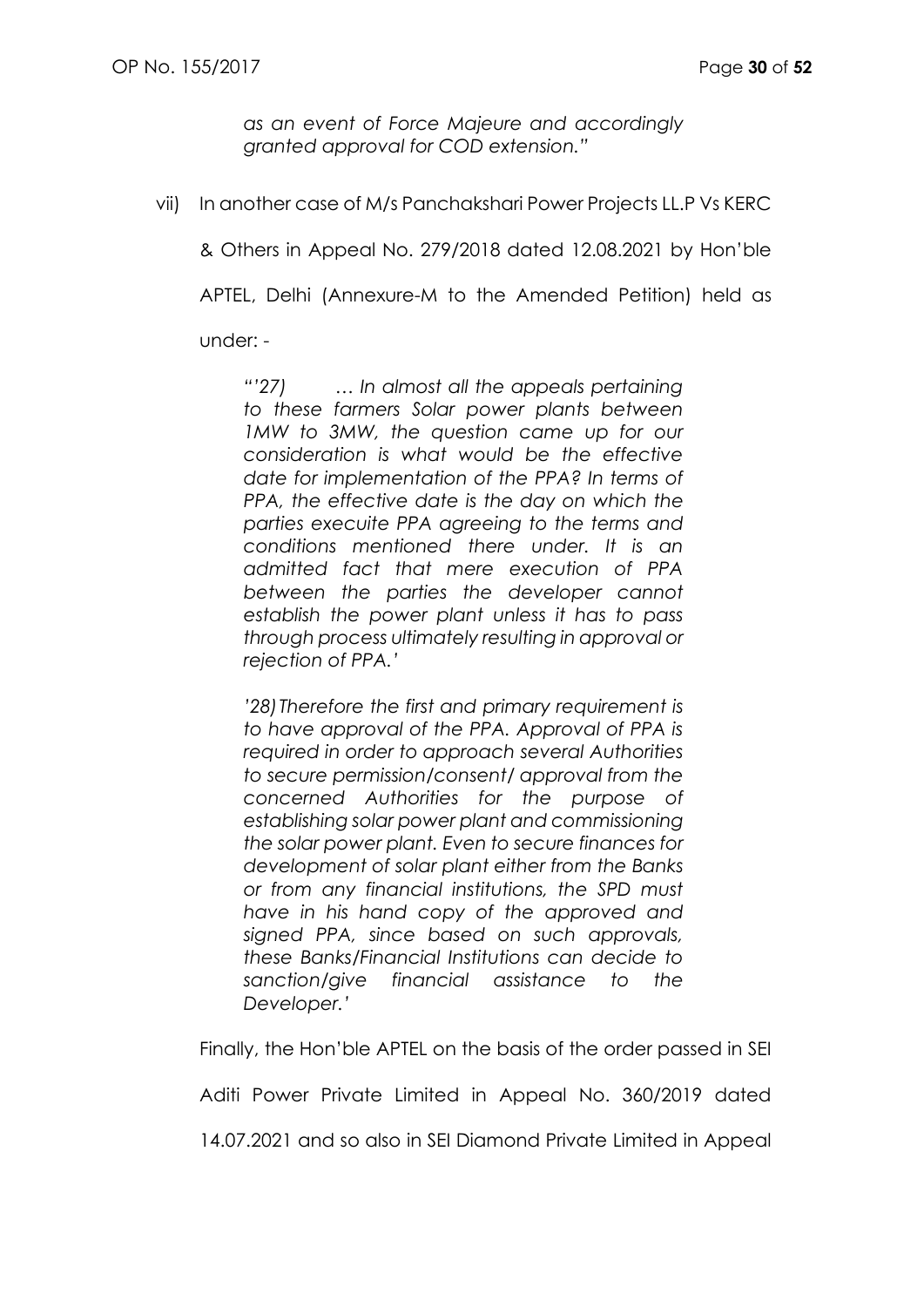*as an event of Force Majeure and accordingly granted approval for COD extension."*

vii) In another case of M/s Panchakshari Power Projects LL.P Vs KERC & Others in Appeal No. 279/2018 dated 12.08.2021 by Hon'ble APTEL, Delhi (Annexure-M to the Amended Petition) held as under: -

> *"'27) … In almost all the appeals pertaining to these farmers Solar power plants between 1MW to 3MW, the question came up for our consideration is what would be the effective date for implementation of the PPA? In terms of PPA, the effective date is the day on which the parties execuite PPA agreeing to the terms and conditions mentioned there under. It is an admitted fact that mere execution of PPA between the parties the developer cannot establish the power plant unless it has to pass through process ultimately resulting in approval or rejection of PPA.'*
>
> *'28) Therefore the first and primary requirement is to have approval of the PPA. Approval of PPA is required in order to approach several Authorities to secure permission/consent/ approval from the concerned Authorities for the purpose of establishing solar power plant and commissioning the solar power plant. Even to secure finances for development of solar plant either from the Banks or from any financial institutions, the SPD must have in his hand copy of the approved and signed PPA, since based on such approvals, these Banks/Financial Institutions can decide to sanction/give financial assistance to the Developer.'*

Finally, the Hon'ble APTEL on the basis of the order passed in SEI Aditi Power Private Limited in Appeal No. 360/2019 dated 14.07.2021 and so also in SEI Diamond Private Limited in Appeal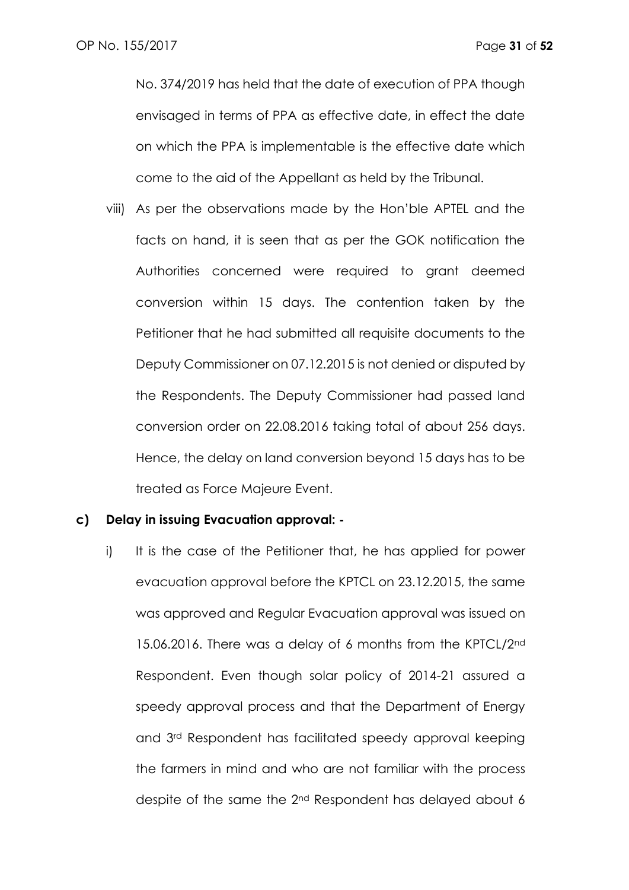No. 374/2019 has held that the date of execution of PPA though envisaged in terms of PPA as effective date, in effect the date on which the PPA is implementable is the effective date which come to the aid of the Appellant as held by the Tribunal.

viii) As per the observations made by the Hon'ble APTEL and the facts on hand, it is seen that as per the GOK notification the Authorities concerned were required to grant deemed conversion within 15 days. The contention taken by the Petitioner that he had submitted all requisite documents to the Deputy Commissioner on 07.12.2015 is not denied or disputed by the Respondents. The Deputy Commissioner had passed land conversion order on 22.08.2016 taking total of about 256 days. Hence, the delay on land conversion beyond 15 days has to be treated as Force Majeure Event.

**c) Delay in issuing Evacuation approval: -**

i) It is the case of the Petitioner that, he has applied for power evacuation approval before the KPTCL on 23.12.2015, the same was approved and Regular Evacuation approval was issued on 15.06.2016. There was a delay of 6 months from the KPTCL/2nd Respondent. Even though solar policy of 2014-21 assured a speedy approval process and that the Department of Energy and 3rd Respondent has facilitated speedy approval keeping the farmers in mind and who are not familiar with the process despite of the same the 2nd Respondent has delayed about 6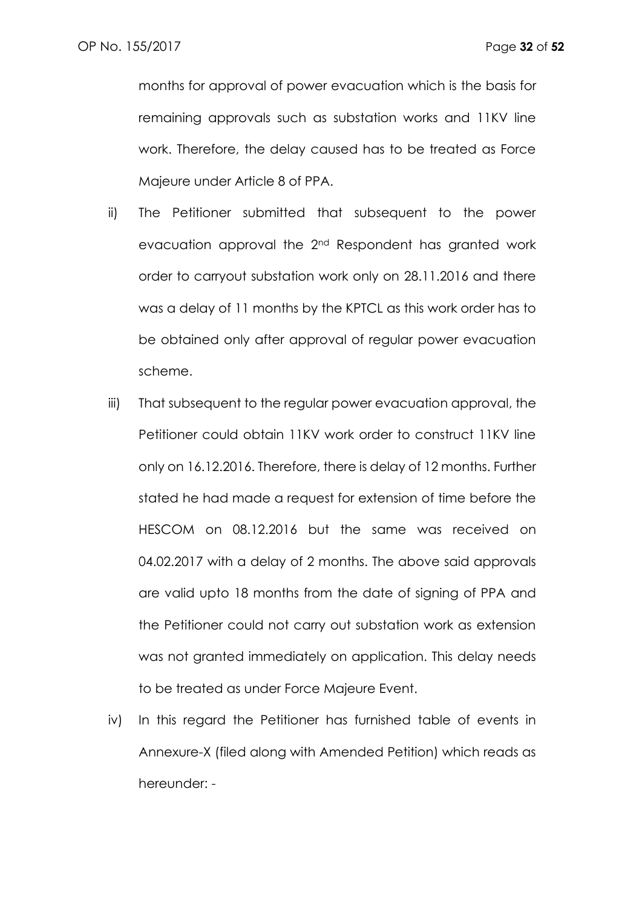months for approval of power evacuation which is the basis for remaining approvals such as substation works and 11KV line work. Therefore, the delay caused has to be treated as Force Majeure under Article 8 of PPA.

ii) The Petitioner submitted that subsequent to the power evacuation approval the 2nd Respondent has granted work order to carryout substation work only on 28.11.2016 and there was a delay of 11 months by the KPTCL as this work order has to be obtained only after approval of regular power evacuation scheme.

iii) That subsequent to the regular power evacuation approval, the Petitioner could obtain 11KV work order to construct 11KV line only on 16.12.2016. Therefore, there is delay of 12 months. Further stated he had made a request for extension of time before the HESCOM on 08.12.2016 but the same was received on 04.02.2017 with a delay of 2 months. The above said approvals are valid upto 18 months from the date of signing of PPA and the Petitioner could not carry out substation work as extension was not granted immediately on application. This delay needs to be treated as under Force Majeure Event.

iv) In this regard the Petitioner has furnished table of events in Annexure-X (filed along with Amended Petition) which reads as hereunder: -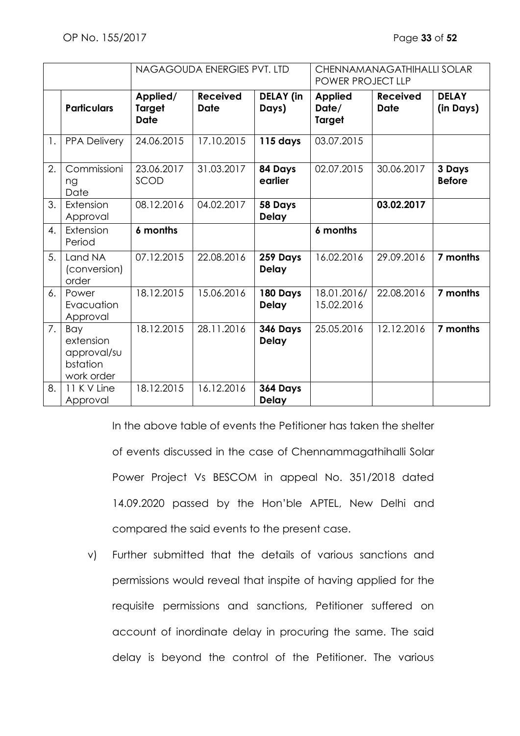| | | NAGAGOUDA ENERGIES PVT. LTD | | | CHENNAMANAGATHIHALLI SOLAR POWER PROJECT LLP | | |
|---|---|---|---|---|---|---|---|
| | **Particulars** | **Applied/ Target Date** | **Received Date** | **DELAY (in Days)** | **Applied Date/ Target** | **Received Date** | **DELAY (in Days)** |
| 1. | PPA Delivery | 24.06.2015 | 17.10.2015 | **115 days** | 03.07.2015 | | |
| 2. | Commissioning Date | 23.06.2017 SCOD | 31.03.2017 | **84 Days earlier** | 02.07.2015 | 30.06.2017 | **3 Days Before** |
| 3. | Extension Approval | 08.12.2016 | 04.02.2017 | **58 Days Delay** | | **03.02.2017** | |
| 4. | Extension Period | **6 months** | | | **6 months** | | |
| 5. | Land NA (conversion) order | 07.12.2015 | 22.08.2016 | **259 Days Delay** | 16.02.2016 | 29.09.2016 | **7 months** |
| 6. | Power Evacuation Approval | 18.12.2015 | 15.06.2016 | **180 Days Delay** | 18.01.2016/ 15.02.2016 | 22.08.2016 | **7 months** |
| 7. | Bay extension approval/substation work order | 18.12.2015 | 28.11.2016 | **346 Days Delay** | 25.05.2016 | 12.12.2016 | **7 months** |
| 8. | 11 K V Line Approval | 18.12.2015 | 16.12.2016 | **364 Days Delay** | | | |

In the above table of events the Petitioner has taken the shelter of events discussed in the case of Chennammagathihalli Solar Power Project Vs BESCOM in appeal No. 351/2018 dated 14.09.2020 passed by the Hon'ble APTEL, New Delhi and compared the said events to the present case.

v) Further submitted that the details of various sanctions and permissions would reveal that inspite of having applied for the requisite permissions and sanctions, Petitioner suffered on account of inordinate delay in procuring the same. The said delay is beyond the control of the Petitioner. The various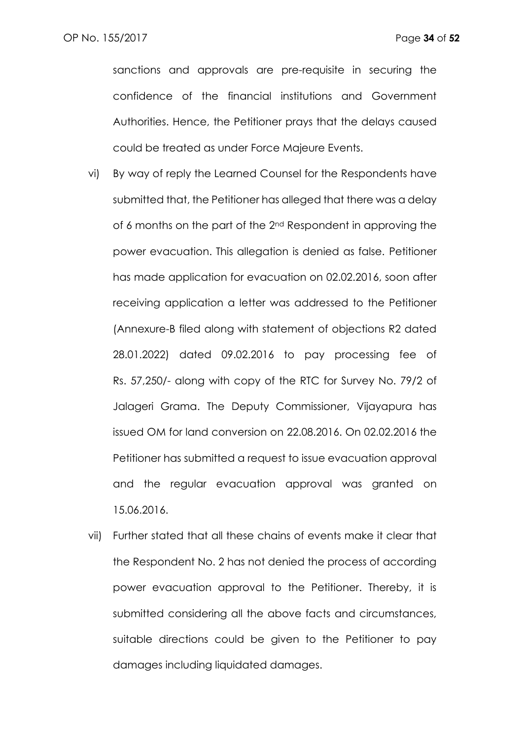sanctions and approvals are pre-requisite in securing the confidence of the financial institutions and Government Authorities. Hence, the Petitioner prays that the delays caused could be treated as under Force Majeure Events.

vi) By way of reply the Learned Counsel for the Respondents have submitted that, the Petitioner has alleged that there was a delay of 6 months on the part of the 2nd Respondent in approving the power evacuation. This allegation is denied as false. Petitioner has made application for evacuation on 02.02.2016, soon after receiving application a letter was addressed to the Petitioner (Annexure-B filed along with statement of objections R2 dated 28.01.2022) dated 09.02.2016 to pay processing fee of Rs. 57,250/- along with copy of the RTC for Survey No. 79/2 of Jalageri Grama. The Deputy Commissioner, Vijayapura has issued OM for land conversion on 22.08.2016. On 02.02.2016 the Petitioner has submitted a request to issue evacuation approval and the regular evacuation approval was granted on 15.06.2016.

vii) Further stated that all these chains of events make it clear that the Respondent No. 2 has not denied the process of according power evacuation approval to the Petitioner. Thereby, it is submitted considering all the above facts and circumstances, suitable directions could be given to the Petitioner to pay damages including liquidated damages.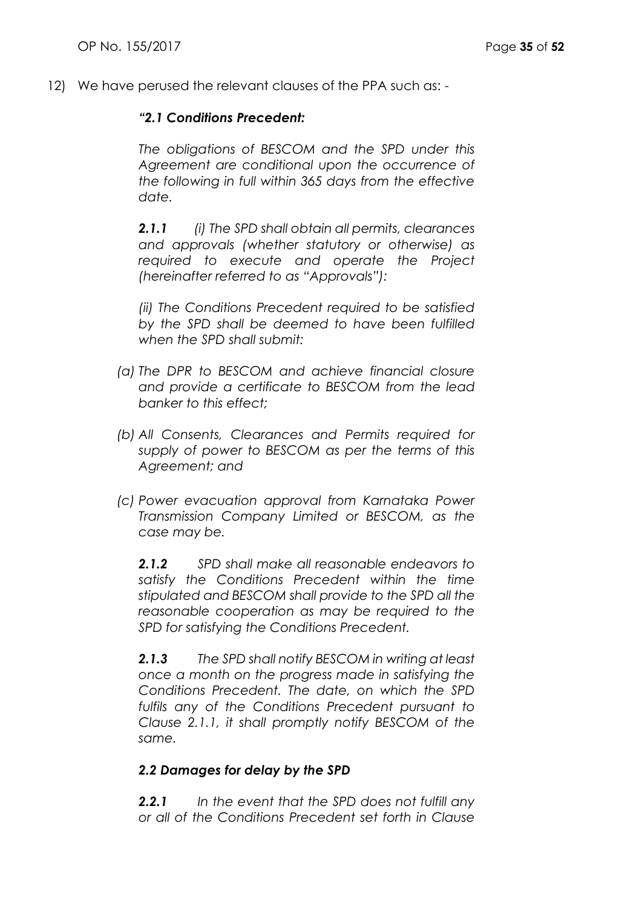12) We have perused the relevant clauses of the PPA such as: -

*"2.1 Conditions Precedent:*

*The obligations of BESCOM and the SPD under this Agreement are conditional upon the occurrence of the following in full within 365 days from the effective date.*

***2.1.1*** *(i) The SPD shall obtain all permits, clearances and approvals (whether statutory or otherwise) as required to execute and operate the Project (hereinafter referred to as "Approvals"):*

*(ii) The Conditions Precedent required to be satisfied by the SPD shall be deemed to have been fulfilled when the SPD shall submit:*

*(a) The DPR to BESCOM and achieve financial closure and provide a certificate to BESCOM from the lead banker to this effect;*

*(b) All Consents, Clearances and Permits required for supply of power to BESCOM as per the terms of this Agreement; and*

*(c) Power evacuation approval from Karnataka Power Transmission Company Limited or BESCOM, as the case may be.*

***2.1.2*** *SPD shall make all reasonable endeavors to satisfy the Conditions Precedent within the time stipulated and BESCOM shall provide to the SPD all the reasonable cooperation as may be required to the SPD for satisfying the Conditions Precedent.*

***2.1.3*** *The SPD shall notify BESCOM in writing at least once a month on the progress made in satisfying the Conditions Precedent. The date, on which the SPD fulfils any of the Conditions Precedent pursuant to Clause 2.1.1, it shall promptly notify BESCOM of the same.*

***2.2 Damages for delay by the SPD***

***2.2.1*** *In the event that the SPD does not fulfill any or all of the Conditions Precedent set forth in Clause*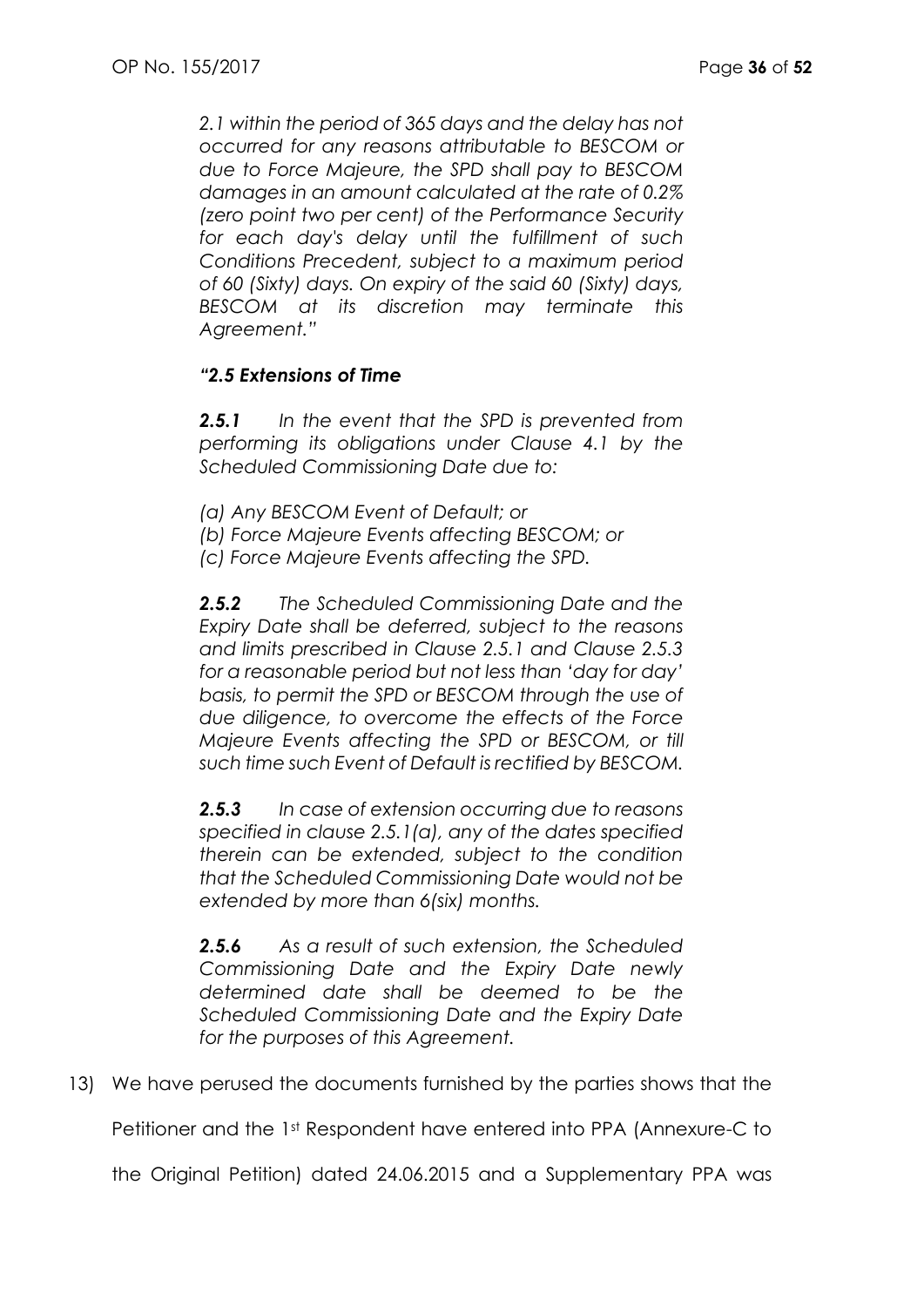*2.1 within the period of 365 days and the delay has not occurred for any reasons attributable to BESCOM or due to Force Majeure, the SPD shall pay to BESCOM damages in an amount calculated at the rate of 0.2% (zero point two per cent) of the Performance Security for each day's delay until the fulfillment of such Conditions Precedent, subject to a maximum period of 60 (Sixty) days. On expiry of the said 60 (Sixty) days, BESCOM at its discretion may terminate this Agreement."*

***"2.5 Extensions of Time***

***2.5.1*** *In the event that the SPD is prevented from performing its obligations under Clause 4.1 by the Scheduled Commissioning Date due to:*

*(a) Any BESCOM Event of Default; or*
*(b) Force Majeure Events affecting BESCOM; or*
*(c) Force Majeure Events affecting the SPD.*

***2.5.2*** *The Scheduled Commissioning Date and the Expiry Date shall be deferred, subject to the reasons and limits prescribed in Clause 2.5.1 and Clause 2.5.3 for a reasonable period but not less than 'day for day' basis, to permit the SPD or BESCOM through the use of due diligence, to overcome the effects of the Force Majeure Events affecting the SPD or BESCOM, or till such time such Event of Default is rectified by BESCOM.*

***2.5.3*** *In case of extension occurring due to reasons specified in clause 2.5.1(a), any of the dates specified therein can be extended, subject to the condition that the Scheduled Commissioning Date would not be extended by more than 6(six) months.*

***2.5.6*** *As a result of such extension, the Scheduled Commissioning Date and the Expiry Date newly determined date shall be deemed to be the Scheduled Commissioning Date and the Expiry Date for the purposes of this Agreement.*

13) We have perused the documents furnished by the parties shows that the Petitioner and the 1st Respondent have entered into PPA (Annexure-C to the Original Petition) dated 24.06.2015 and a Supplementary PPA was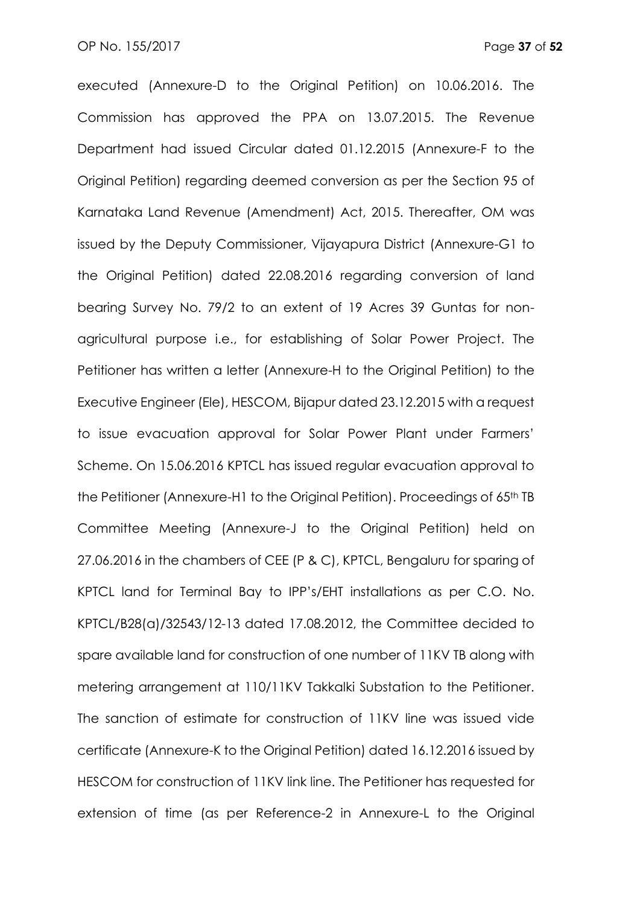executed (Annexure-D to the Original Petition) on 10.06.2016. The Commission has approved the PPA on 13.07.2015. The Revenue Department had issued Circular dated 01.12.2015 (Annexure-F to the Original Petition) regarding deemed conversion as per the Section 95 of Karnataka Land Revenue (Amendment) Act, 2015. Thereafter, OM was issued by the Deputy Commissioner, Vijayapura District (Annexure-G1 to the Original Petition) dated 22.08.2016 regarding conversion of land bearing Survey No. 79/2 to an extent of 19 Acres 39 Guntas for non-agricultural purpose i.e., for establishing of Solar Power Project. The Petitioner has written a letter (Annexure-H to the Original Petition) to the Executive Engineer (Ele), HESCOM, Bijapur dated 23.12.2015 with a request to issue evacuation approval for Solar Power Plant under Farmers' Scheme. On 15.06.2016 KPTCL has issued regular evacuation approval to the Petitioner (Annexure-H1 to the Original Petition). Proceedings of 65th TB Committee Meeting (Annexure-J to the Original Petition) held on 27.06.2016 in the chambers of CEE (P & C), KPTCL, Bengaluru for sparing of KPTCL land for Terminal Bay to IPP's/EHT installations as per C.O. No. KPTCL/B28(a)/32543/12-13 dated 17.08.2012, the Committee decided to spare available land for construction of one number of 11KV TB along with metering arrangement at 110/11KV Takkalki Substation to the Petitioner. The sanction of estimate for construction of 11KV line was issued vide certificate (Annexure-K to the Original Petition) dated 16.12.2016 issued by HESCOM for construction of 11KV link line. The Petitioner has requested for extension of time (as per Reference-2 in Annexure-L to the Original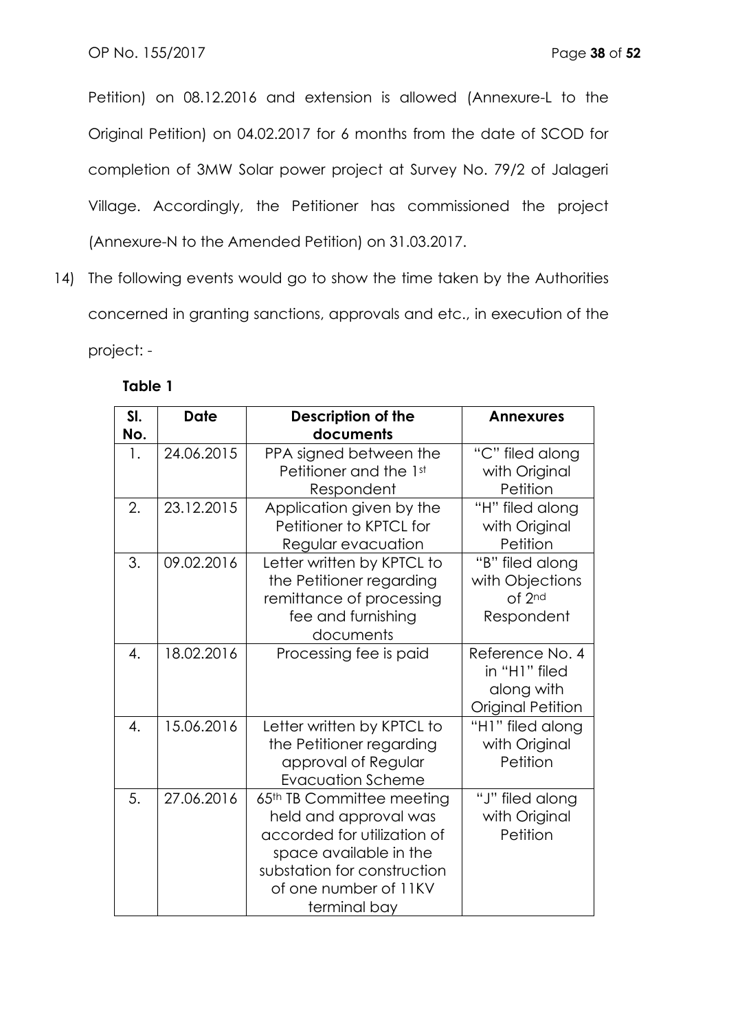Petition) on 08.12.2016 and extension is allowed (Annexure-L to the Original Petition) on 04.02.2017 for 6 months from the date of SCOD for completion of 3MW Solar power project at Survey No. 79/2 of Jalageri Village. Accordingly, the Petitioner has commissioned the project (Annexure-N to the Amended Petition) on 31.03.2017.

14) The following events would go to show the time taken by the Authorities concerned in granting sanctions, approvals and etc., in execution of the project: -

**Table 1**

| Sl. No. | Date | Description of the documents | Annexures |
|---|---|---|---|
| 1. | 24.06.2015 | PPA signed between the Petitioner and the 1st Respondent | "C" filed along with Original Petition |
| 2. | 23.12.2015 | Application given by the Petitioner to KPTCL for Regular evacuation | "H" filed along with Original Petition |
| 3. | 09.02.2016 | Letter written by KPTCL to the Petitioner regarding remittance of processing fee and furnishing documents | "B" filed along with Objections of 2nd Respondent |
| 4. | 18.02.2016 | Processing fee is paid | Reference No. 4 in "H1" filed along with Original Petition |
| 4. | 15.06.2016 | Letter written by KPTCL to the Petitioner regarding approval of Regular Evacuation Scheme | "H1" filed along with Original Petition |
| 5. | 27.06.2016 | 65th TB Committee meeting held and approval was accorded for utilization of space available in the substation for construction of one number of 11KV terminal bay | "J" filed along with Original Petition |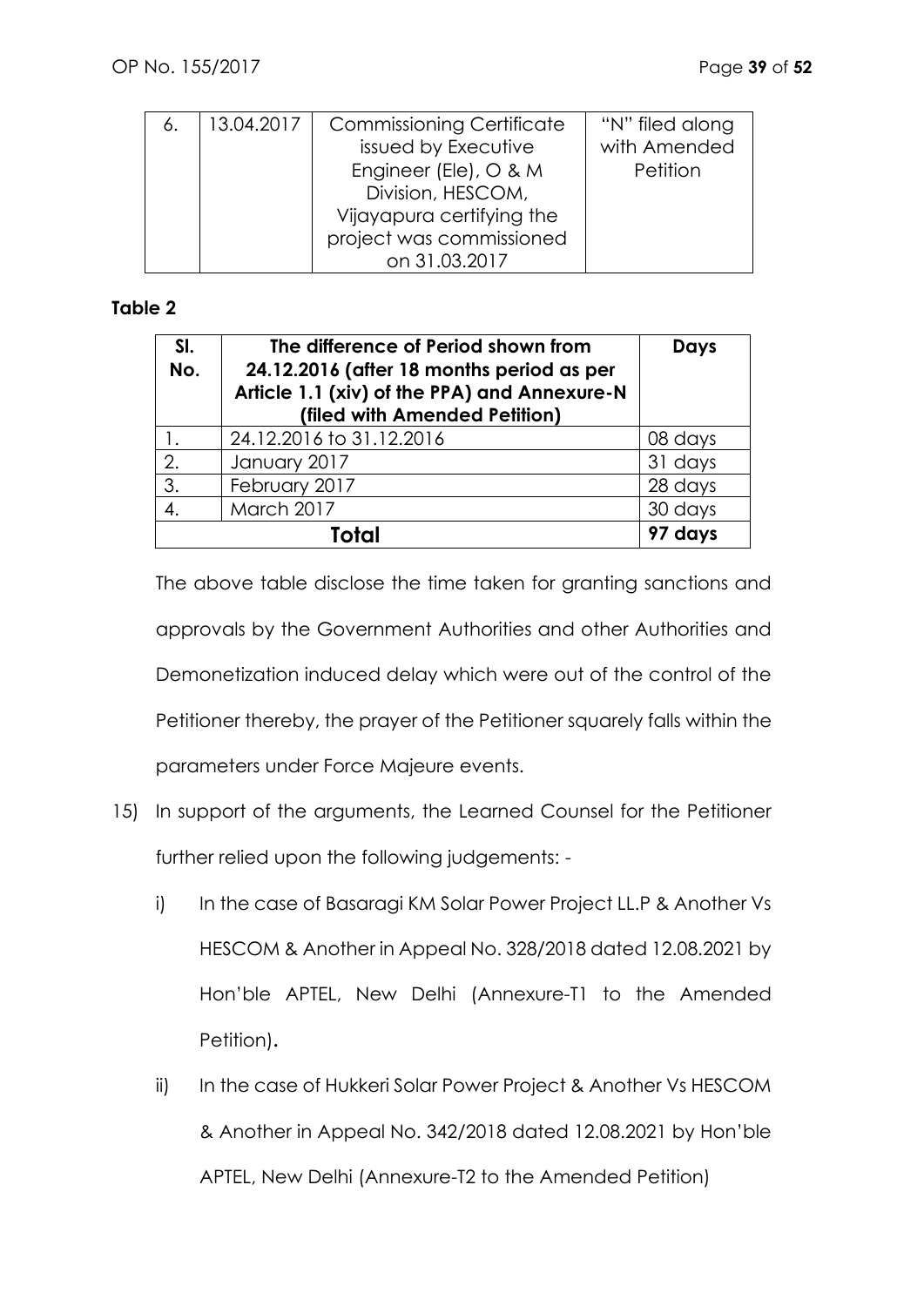| 6. | 13.04.2017 | Commissioning Certificate issued by Executive Engineer (Ele), O & M Division, HESCOM, Vijayapura certifying the project was commissioned on 31.03.2017 | "N" filed along with Amended Petition |
|---|---|---|---|

**Table 2**

| Sl. No. | The difference of Period shown from 24.12.2016 (after 18 months period as per Article 1.1 (xiv) of the PPA) and Annexure-N (filed with Amended Petition) | Days |
|---|---|---|
| 1. | 24.12.2016 to 31.12.2016 | 08 days |
| 2. | January 2017 | 31 days |
| 3. | February 2017 | 28 days |
| 4. | March 2017 | 30 days |
| **Total** | | **97 days** |

The above table disclose the time taken for granting sanctions and approvals by the Government Authorities and other Authorities and Demonetization induced delay which were out of the control of the Petitioner thereby, the prayer of the Petitioner squarely falls within the parameters under Force Majeure events.

15) In support of the arguments, the Learned Counsel for the Petitioner further relied upon the following judgements: -

    i) In the case of Basaragi KM Solar Power Project LL.P & Another Vs HESCOM & Another in Appeal No. 328/2018 dated 12.08.2021 by Hon'ble APTEL, New Delhi (Annexure-T1 to the Amended Petition).

    ii) In the case of Hukkeri Solar Power Project & Another Vs HESCOM & Another in Appeal No. 342/2018 dated 12.08.2021 by Hon'ble APTEL, New Delhi (Annexure-T2 to the Amended Petition)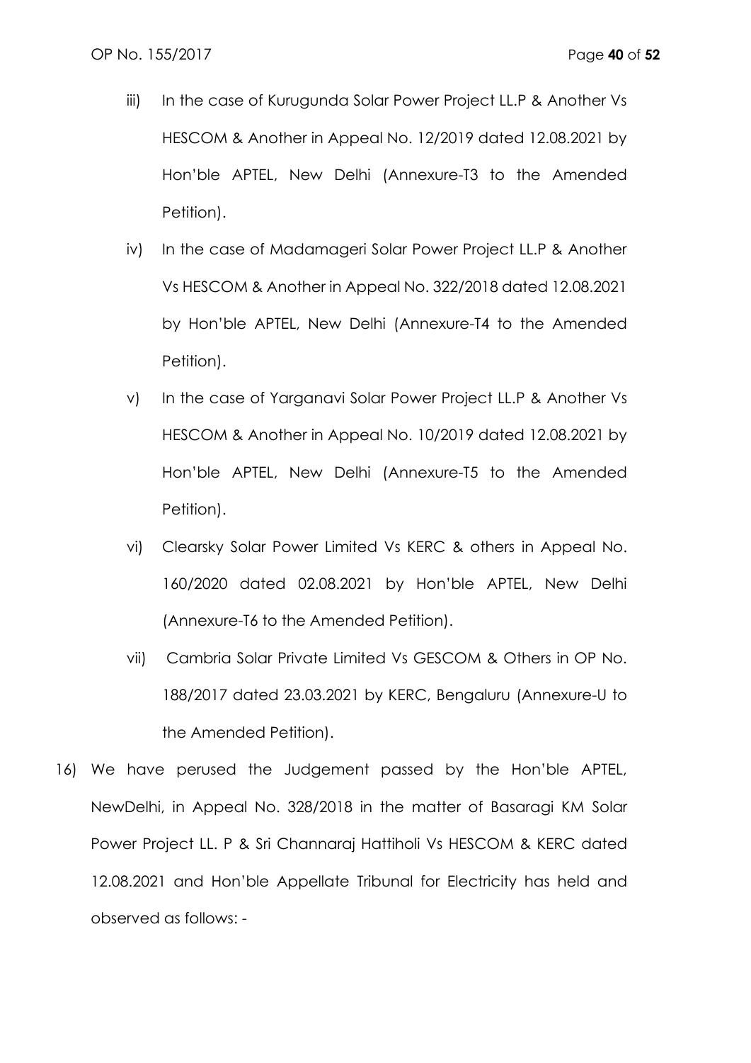iii) In the case of Kurugunda Solar Power Project LL.P & Another Vs HESCOM & Another in Appeal No. 12/2019 dated 12.08.2021 by Hon'ble APTEL, New Delhi (Annexure-T3 to the Amended Petition).

iv) In the case of Madamageri Solar Power Project LL.P & Another Vs HESCOM & Another in Appeal No. 322/2018 dated 12.08.2021 by Hon'ble APTEL, New Delhi (Annexure-T4 to the Amended Petition).

v) In the case of Yarganavi Solar Power Project LL.P & Another Vs HESCOM & Another in Appeal No. 10/2019 dated 12.08.2021 by Hon'ble APTEL, New Delhi (Annexure-T5 to the Amended Petition).

vi) Clearsky Solar Power Limited Vs KERC & others in Appeal No. 160/2020 dated 02.08.2021 by Hon'ble APTEL, New Delhi (Annexure-T6 to the Amended Petition).

vii) Cambria Solar Private Limited Vs GESCOM & Others in OP No. 188/2017 dated 23.03.2021 by KERC, Bengaluru (Annexure-U to the Amended Petition).

16) We have perused the Judgement passed by the Hon'ble APTEL, NewDelhi, in Appeal No. 328/2018 in the matter of Basaragi KM Solar Power Project LL. P & Sri Channaraj Hattiholi Vs HESCOM & KERC dated 12.08.2021 and Hon'ble Appellate Tribunal for Electricity has held and observed as follows: -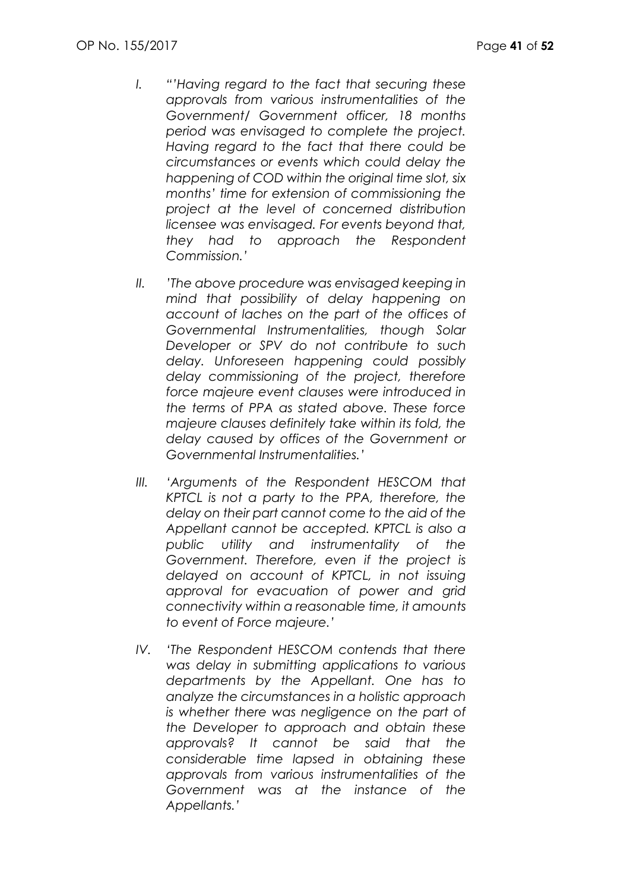I. *"'Having regard to the fact that securing these approvals from various instrumentalities of the Government/ Government officer, 18 months period was envisaged to complete the project. Having regard to the fact that there could be circumstances or events which could delay the happening of COD within the original time slot, six months' time for extension of commissioning the project at the level of concerned distribution licensee was envisaged. For events beyond that, they had to approach the Respondent Commission.'*

II. *'The above procedure was envisaged keeping in mind that possibility of delay happening on account of laches on the part of the offices of Governmental Instrumentalities, though Solar Developer or SPV do not contribute to such delay. Unforeseen happening could possibly delay commissioning of the project, therefore force majeure event clauses were introduced in the terms of PPA as stated above. These force majeure clauses definitely take within its fold, the delay caused by offices of the Government or Governmental Instrumentalities.'*

III. *'Arguments of the Respondent HESCOM that KPTCL is not a party to the PPA, therefore, the delay on their part cannot come to the aid of the Appellant cannot be accepted. KPTCL is also a public utility and instrumentality of the Government. Therefore, even if the project is delayed on account of KPTCL, in not issuing approval for evacuation of power and grid connectivity within a reasonable time, it amounts to event of Force majeure.'*

IV. *'The Respondent HESCOM contends that there was delay in submitting applications to various departments by the Appellant. One has to analyze the circumstances in a holistic approach is whether there was negligence on the part of the Developer to approach and obtain these approvals? It cannot be said that the considerable time lapsed in obtaining these approvals from various instrumentalities of the Government was at the instance of the Appellants.'*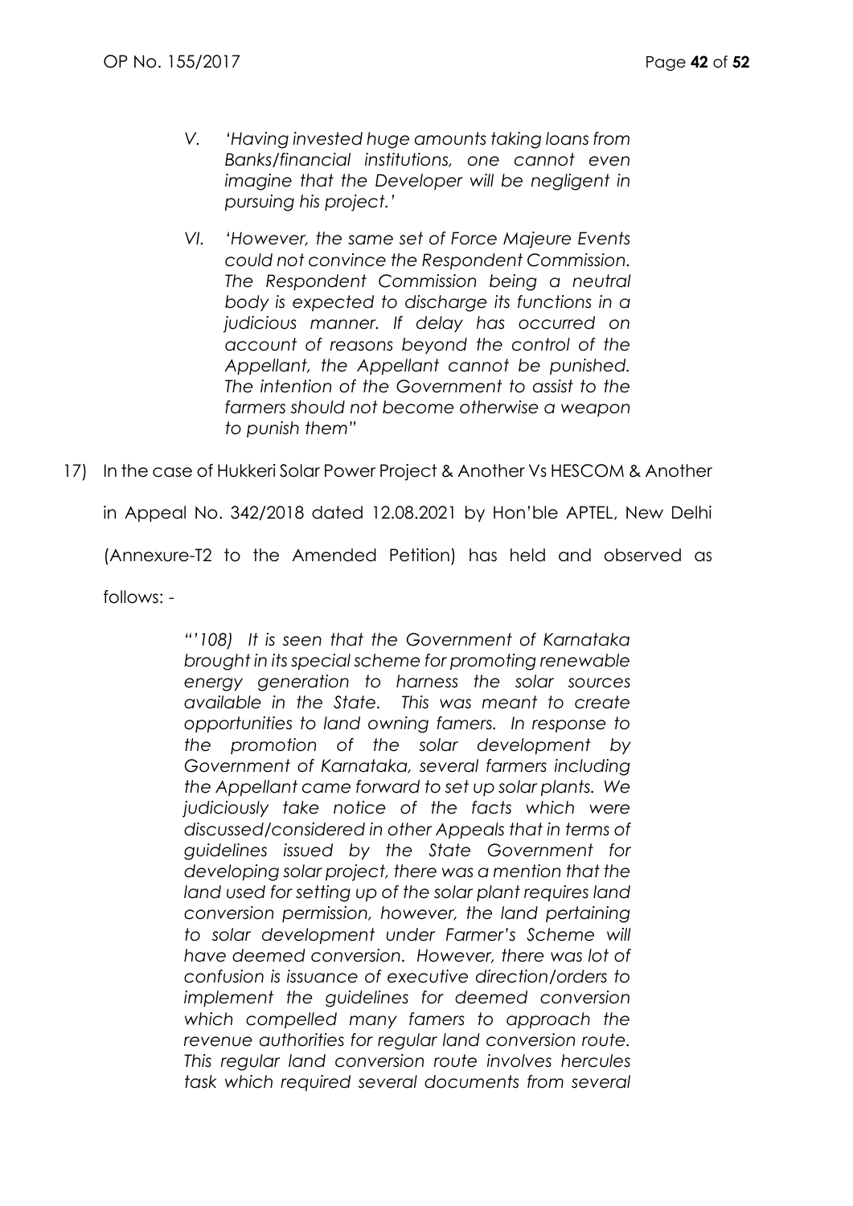> V. *'Having invested huge amounts taking loans from Banks/financial institutions, one cannot even imagine that the Developer will be negligent in pursuing his project.'*
>
> VI. *'However, the same set of Force Majeure Events could not convince the Respondent Commission. The Respondent Commission being a neutral body is expected to discharge its functions in a judicious manner. If delay has occurred on account of reasons beyond the control of the Appellant, the Appellant cannot be punished. The intention of the Government to assist to the farmers should not become otherwise a weapon to punish them"*

17) In the case of Hukkeri Solar Power Project & Another Vs HESCOM & Another in Appeal No. 342/2018 dated 12.08.2021 by Hon'ble APTEL, New Delhi (Annexure-T2 to the Amended Petition) has held and observed as follows: -

> *"'108) It is seen that the Government of Karnataka brought in its special scheme for promoting renewable energy generation to harness the solar sources available in the State. This was meant to create opportunities to land owning famers. In response to the promotion of the solar development by Government of Karnataka, several farmers including the Appellant came forward to set up solar plants. We judiciously take notice of the facts which were discussed/considered in other Appeals that in terms of guidelines issued by the State Government for developing solar project, there was a mention that the land used for setting up of the solar plant requires land conversion permission, however, the land pertaining to solar development under Farmer's Scheme will have deemed conversion. However, there was lot of confusion is issuance of executive direction/orders to implement the guidelines for deemed conversion which compelled many famers to approach the revenue authorities for regular land conversion route. This regular land conversion route involves hercules task which required several documents from several*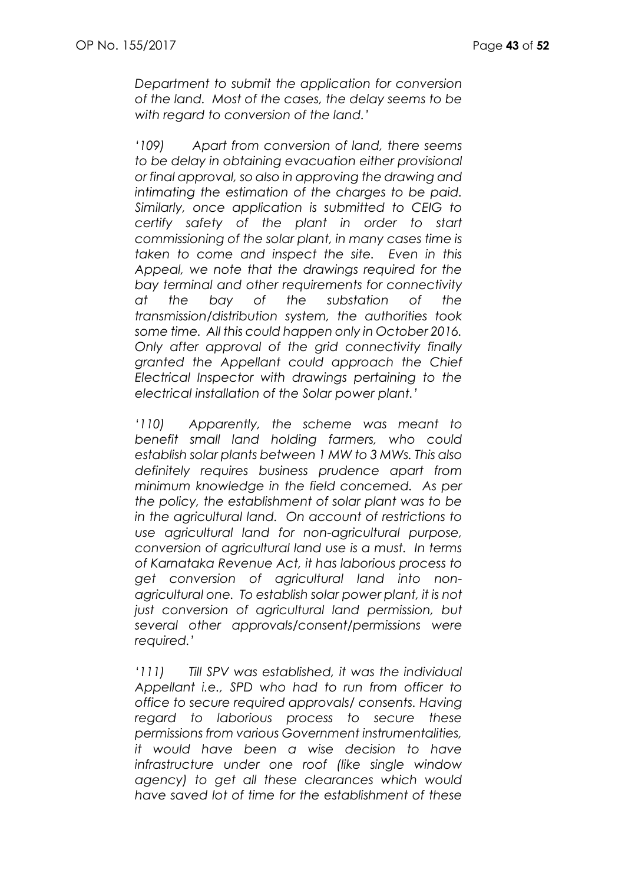*Department to submit the application for conversion of the land. Most of the cases, the delay seems to be with regard to conversion of the land.'*

*'109) Apart from conversion of land, there seems to be delay in obtaining evacuation either provisional or final approval, so also in approving the drawing and intimating the estimation of the charges to be paid. Similarly, once application is submitted to CEIG to certify safety of the plant in order to start commissioning of the solar plant, in many cases time is taken to come and inspect the site. Even in this Appeal, we note that the drawings required for the bay terminal and other requirements for connectivity at the bay of the substation of the transmission/distribution system, the authorities took some time. All this could happen only in October 2016. Only after approval of the grid connectivity finally granted the Appellant could approach the Chief Electrical Inspector with drawings pertaining to the electrical installation of the Solar power plant.'*

*'110) Apparently, the scheme was meant to benefit small land holding farmers, who could establish solar plants between 1 MW to 3 MWs. This also definitely requires business prudence apart from minimum knowledge in the field concerned. As per the policy, the establishment of solar plant was to be in the agricultural land. On account of restrictions to use agricultural land for non-agricultural purpose, conversion of agricultural land use is a must. In terms of Karnataka Revenue Act, it has laborious process to get conversion of agricultural land into non-agricultural one. To establish solar power plant, it is not just conversion of agricultural land permission, but several other approvals/consent/permissions were required.'*

*'111) Till SPV was established, it was the individual Appellant i.e., SPD who had to run from officer to office to secure required approvals/ consents. Having regard to laborious process to secure these permissions from various Government instrumentalities, it would have been a wise decision to have infrastructure under one roof (like single window agency) to get all these clearances which would have saved lot of time for the establishment of these*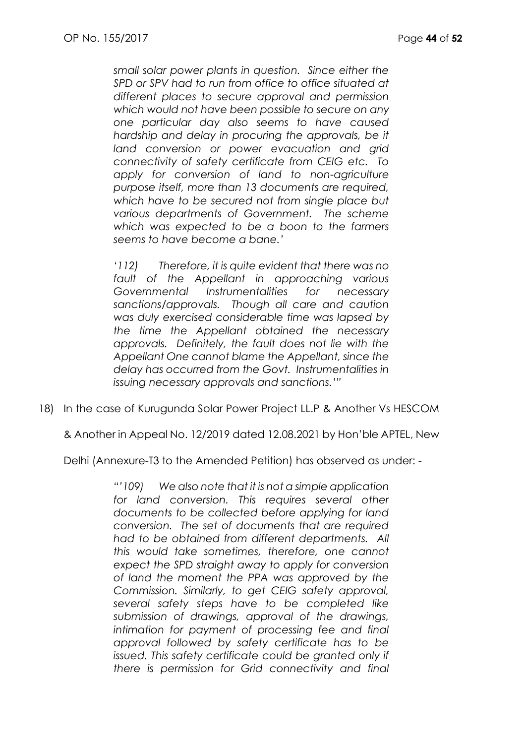*small solar power plants in question. Since either the SPD or SPV had to run from office to office situated at different places to secure approval and permission which would not have been possible to secure on any one particular day also seems to have caused hardship and delay in procuring the approvals, be it land conversion or power evacuation and grid connectivity of safety certificate from CEIG etc. To apply for conversion of land to non-agriculture purpose itself, more than 13 documents are required, which have to be secured not from single place but various departments of Government. The scheme which was expected to be a boon to the farmers seems to have become a bane.'*

*'112) Therefore, it is quite evident that there was no fault of the Appellant in approaching various Governmental Instrumentalities for necessary sanctions/approvals. Though all care and caution was duly exercised considerable time was lapsed by the time the Appellant obtained the necessary approvals. Definitely, the fault does not lie with the Appellant One cannot blame the Appellant, since the delay has occurred from the Govt. Instrumentalities in issuing necessary approvals and sanctions.'"*

18) In the case of Kurugunda Solar Power Project LL.P & Another Vs HESCOM & Another in Appeal No. 12/2019 dated 12.08.2021 by Hon'ble APTEL, New Delhi (Annexure-T3 to the Amended Petition) has observed as under: -

*"'109) We also note that it is not a simple application for land conversion. This requires several other documents to be collected before applying for land conversion. The set of documents that are required had to be obtained from different departments. All this would take sometimes, therefore, one cannot expect the SPD straight away to apply for conversion of land the moment the PPA was approved by the Commission. Similarly, to get CEIG safety approval, several safety steps have to be completed like submission of drawings, approval of the drawings, intimation for payment of processing fee and final approval followed by safety certificate has to be issued. This safety certificate could be granted only if there is permission for Grid connectivity and final*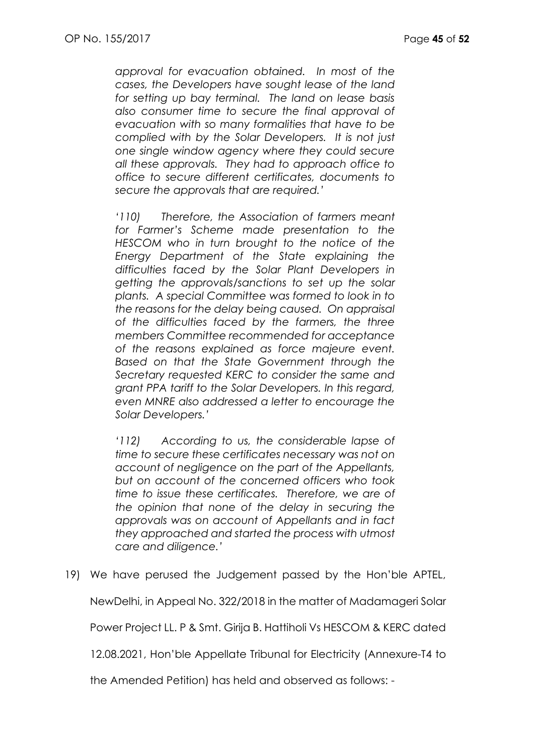*approval for evacuation obtained. In most of the cases, the Developers have sought lease of the land for setting up bay terminal. The land on lease basis also consumer time to secure the final approval of evacuation with so many formalities that have to be complied with by the Solar Developers. It is not just one single window agency where they could secure all these approvals. They had to approach office to office to secure different certificates, documents to secure the approvals that are required.'*

*'110) Therefore, the Association of farmers meant for Farmer's Scheme made presentation to the HESCOM who in turn brought to the notice of the Energy Department of the State explaining the difficulties faced by the Solar Plant Developers in getting the approvals/sanctions to set up the solar plants. A special Committee was formed to look in to the reasons for the delay being caused. On appraisal of the difficulties faced by the farmers, the three members Committee recommended for acceptance of the reasons explained as force majeure event. Based on that the State Government through the Secretary requested KERC to consider the same and grant PPA tariff to the Solar Developers. In this regard, even MNRE also addressed a letter to encourage the Solar Developers.'*

*'112) According to us, the considerable lapse of time to secure these certificates necessary was not on account of negligence on the part of the Appellants, but on account of the concerned officers who took time to issue these certificates. Therefore, we are of the opinion that none of the delay in securing the approvals was on account of Appellants and in fact they approached and started the process with utmost care and diligence.'*

19) We have perused the Judgement passed by the Hon'ble APTEL, NewDelhi, in Appeal No. 322/2018 in the matter of Madamageri Solar Power Project LL. P & Smt. Girija B. Hattiholi Vs HESCOM & KERC dated 12.08.2021, Hon'ble Appellate Tribunal for Electricity (Annexure-T4 to the Amended Petition) has held and observed as follows: -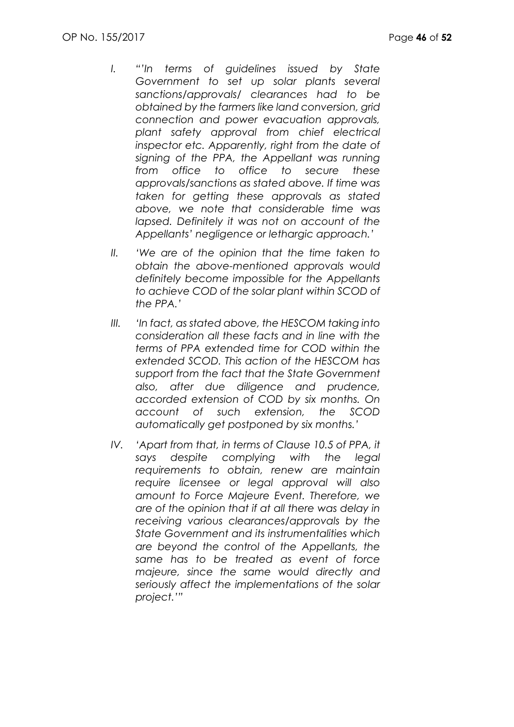- I. *"'In terms of guidelines issued by State Government to set up solar plants several sanctions/approvals/ clearances had to be obtained by the farmers like land conversion, grid connection and power evacuation approvals, plant safety approval from chief electrical inspector etc. Apparently, right from the date of signing of the PPA, the Appellant was running from office to office to secure these approvals/sanctions as stated above. If time was taken for getting these approvals as stated above, we note that considerable time was lapsed. Definitely it was not on account of the Appellants' negligence or lethargic approach.'*

- II. *'We are of the opinion that the time taken to obtain the above-mentioned approvals would definitely become impossible for the Appellants to achieve COD of the solar plant within SCOD of the PPA.'*

- III. *'In fact, as stated above, the HESCOM taking into consideration all these facts and in line with the terms of PPA extended time for COD within the extended SCOD. This action of the HESCOM has support from the fact that the State Government also, after due diligence and prudence, accorded extension of COD by six months. On account of such extension, the SCOD automatically get postponed by six months.'*

- IV. *'Apart from that, in terms of Clause 10.5 of PPA, it says despite complying with the legal requirements to obtain, renew are maintain require licensee or legal approval will also amount to Force Majeure Event. Therefore, we are of the opinion that if at all there was delay in receiving various clearances/approvals by the State Government and its instrumentalities which are beyond the control of the Appellants, the same has to be treated as event of force majeure, since the same would directly and seriously affect the implementations of the solar project.'"*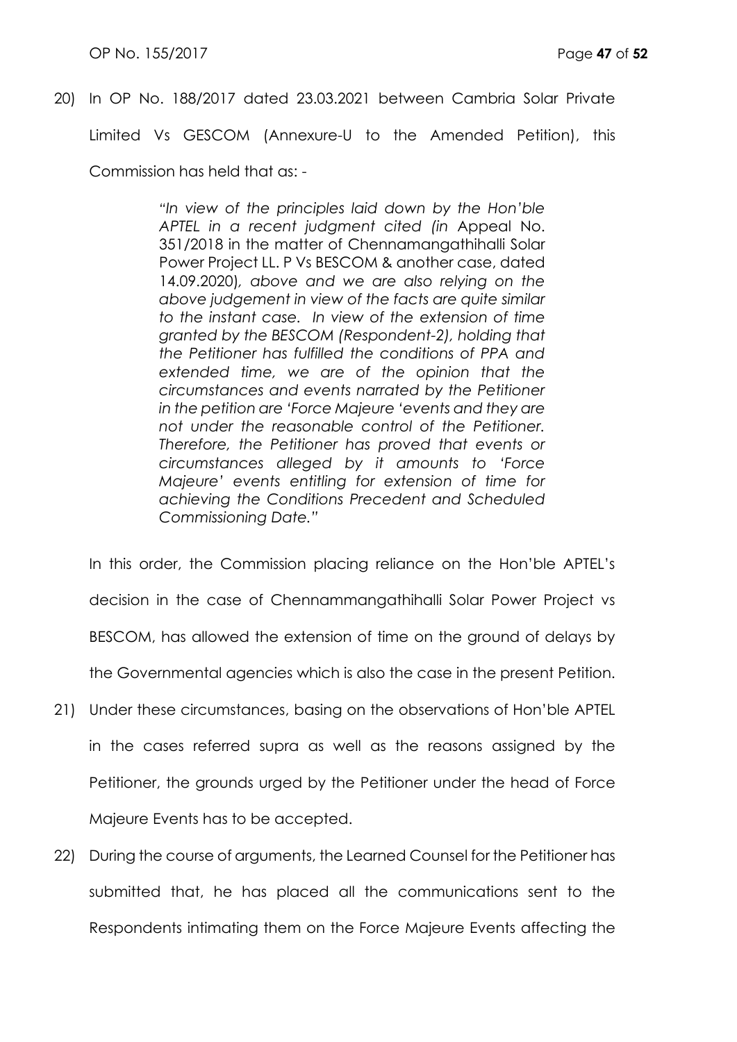20) In OP No. 188/2017 dated 23.03.2021 between Cambria Solar Private Limited Vs GESCOM (Annexure-U to the Amended Petition), this Commission has held that as: -

> *"In view of the principles laid down by the Hon'ble APTEL in a recent judgment cited (in* Appeal No. 351/2018 in the matter of Chennamangathihalli Solar Power Project LL. P Vs BESCOM & another case, dated 14.09.2020)*, above and we are also relying on the above judgement in view of the facts are quite similar to the instant case. In view of the extension of time granted by the BESCOM (Respondent-2), holding that the Petitioner has fulfilled the conditions of PPA and extended time, we are of the opinion that the circumstances and events narrated by the Petitioner in the petition are 'Force Majeure 'events and they are not under the reasonable control of the Petitioner. Therefore, the Petitioner has proved that events or circumstances alleged by it amounts to 'Force Majeure' events entitling for extension of time for achieving the Conditions Precedent and Scheduled Commissioning Date."*

In this order, the Commission placing reliance on the Hon'ble APTEL's decision in the case of Chennammangathihalli Solar Power Project vs BESCOM, has allowed the extension of time on the ground of delays by the Governmental agencies which is also the case in the present Petition.

21) Under these circumstances, basing on the observations of Hon'ble APTEL in the cases referred supra as well as the reasons assigned by the Petitioner, the grounds urged by the Petitioner under the head of Force Majeure Events has to be accepted.

22) During the course of arguments, the Learned Counsel for the Petitioner has submitted that, he has placed all the communications sent to the Respondents intimating them on the Force Majeure Events affecting the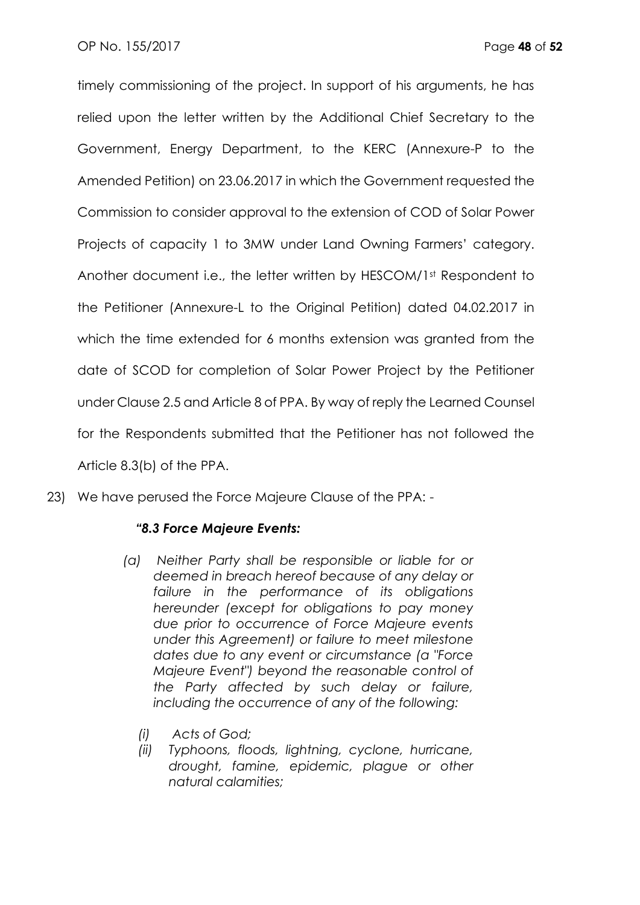timely commissioning of the project. In support of his arguments, he has relied upon the letter written by the Additional Chief Secretary to the Government, Energy Department, to the KERC (Annexure-P to the Amended Petition) on 23.06.2017 in which the Government requested the Commission to consider approval to the extension of COD of Solar Power Projects of capacity 1 to 3MW under Land Owning Farmers' category. Another document i.e., the letter written by HESCOM/1st Respondent to the Petitioner (Annexure-L to the Original Petition) dated 04.02.2017 in which the time extended for 6 months extension was granted from the date of SCOD for completion of Solar Power Project by the Petitioner under Clause 2.5 and Article 8 of PPA. By way of reply the Learned Counsel for the Respondents submitted that the Petitioner has not followed the Article 8.3(b) of the PPA.

23) We have perused the Force Majeure Clause of the PPA: -

> ***"8.3 Force Majeure Events:***
>
> *(a) Neither Party shall be responsible or liable for or deemed in breach hereof because of any delay or failure in the performance of its obligations hereunder (except for obligations to pay money due prior to occurrence of Force Majeure events under this Agreement) or failure to meet milestone dates due to any event or circumstance (a "Force Majeure Event") beyond the reasonable control of the Party affected by such delay or failure, including the occurrence of any of the following:*
>
> *(i) Acts of God;*
>
> *(ii) Typhoons, floods, lightning, cyclone, hurricane, drought, famine, epidemic, plague or other natural calamities;*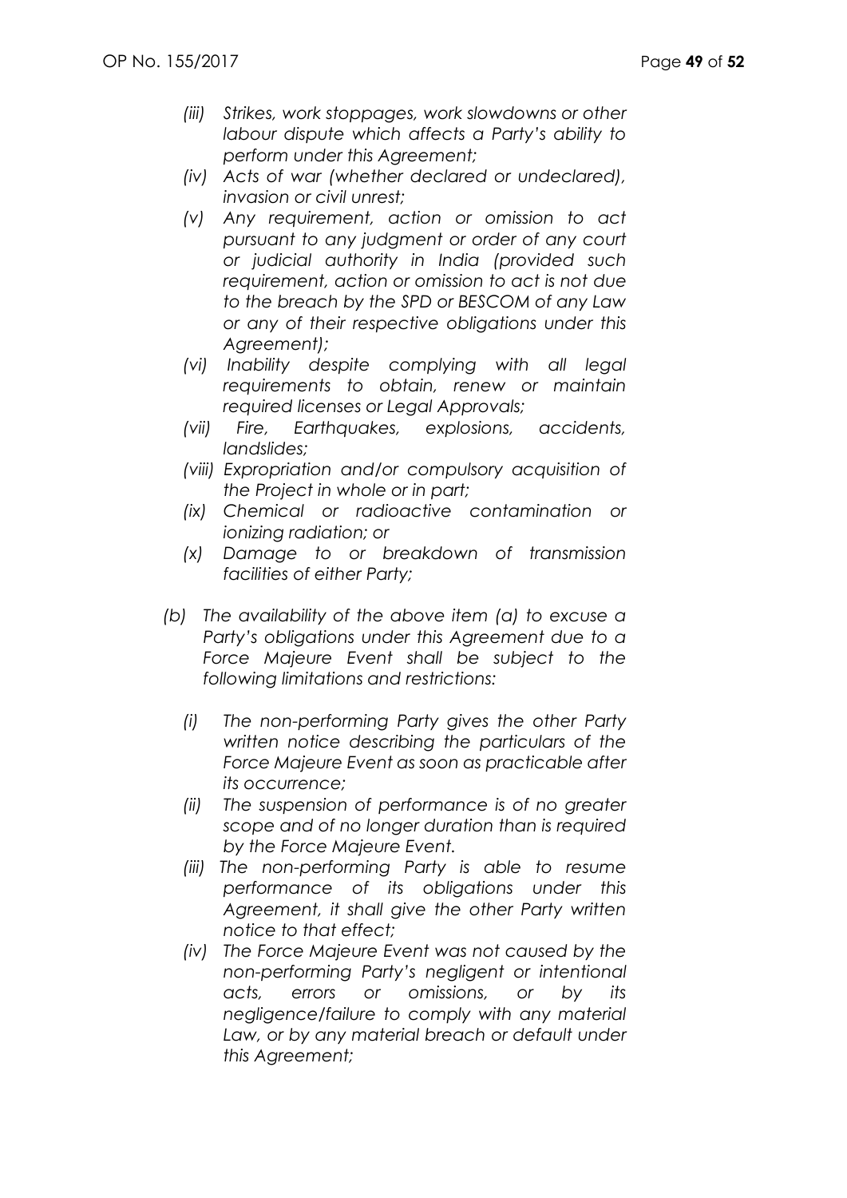*(iii) Strikes, work stoppages, work slowdowns or other labour dispute which affects a Party's ability to perform under this Agreement;*

*(iv) Acts of war (whether declared or undeclared), invasion or civil unrest;*

*(v) Any requirement, action or omission to act pursuant to any judgment or order of any court or judicial authority in India (provided such requirement, action or omission to act is not due to the breach by the SPD or BESCOM of any Law or any of their respective obligations under this Agreement);*

*(vi) Inability despite complying with all legal requirements to obtain, renew or maintain required licenses or Legal Approvals;*

*(vii) Fire, Earthquakes, explosions, accidents, landslides;*

*(viii) Expropriation and/or compulsory acquisition of the Project in whole or in part;*

*(ix) Chemical or radioactive contamination or ionizing radiation; or*

*(x) Damage to or breakdown of transmission facilities of either Party;*

*(b) The availability of the above item (a) to excuse a Party's obligations under this Agreement due to a Force Majeure Event shall be subject to the following limitations and restrictions:*

*(i) The non-performing Party gives the other Party written notice describing the particulars of the Force Majeure Event as soon as practicable after its occurrence;*

*(ii) The suspension of performance is of no greater scope and of no longer duration than is required by the Force Majeure Event.*

*(iii) The non-performing Party is able to resume performance of its obligations under this Agreement, it shall give the other Party written notice to that effect;*

*(iv) The Force Majeure Event was not caused by the non-performing Party's negligent or intentional acts, errors or omissions, or by its negligence/failure to comply with any material Law, or by any material breach or default under this Agreement;*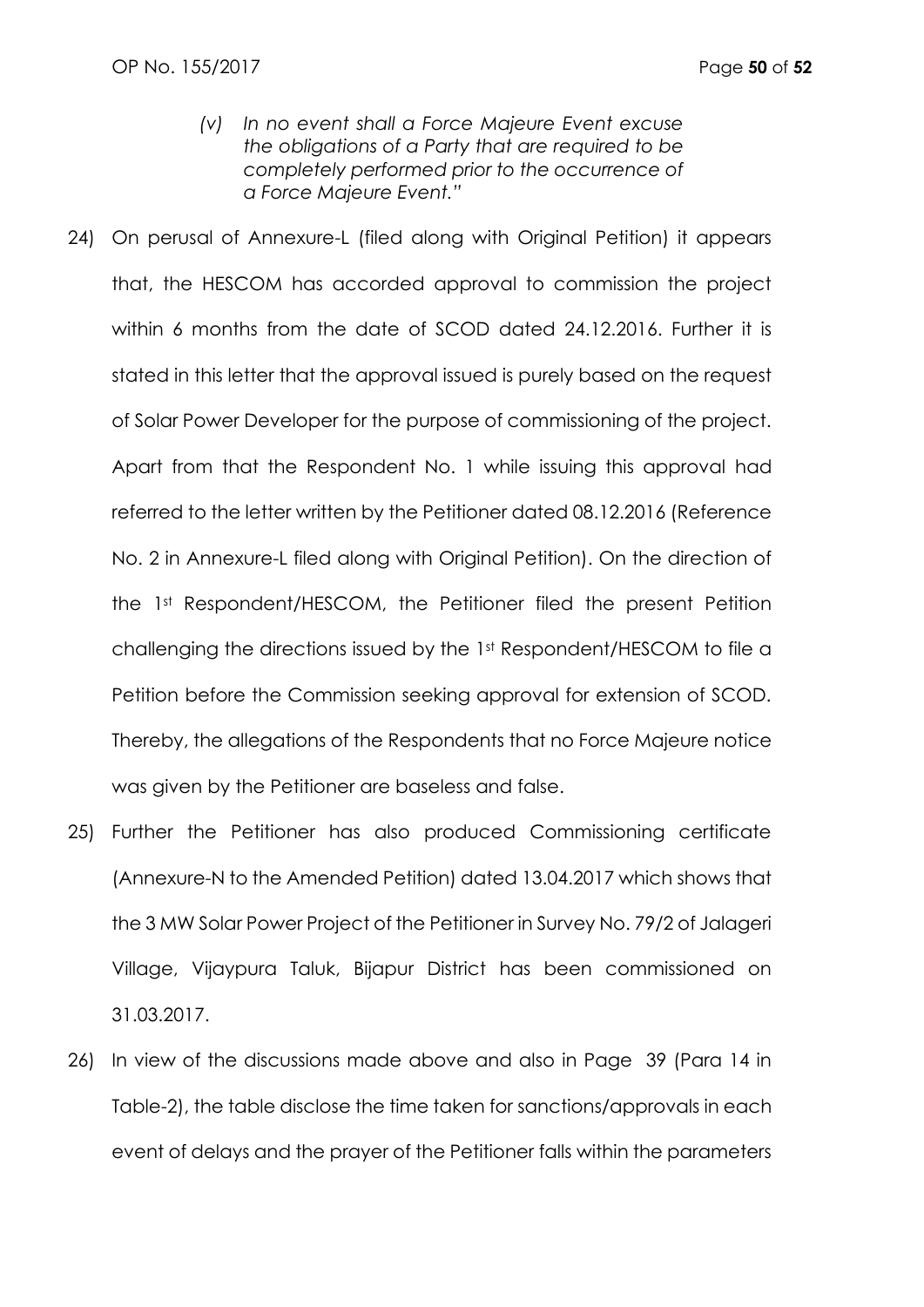> *(v) In no event shall a Force Majeure Event excuse the obligations of a Party that are required to be completely performed prior to the occurrence of a Force Majeure Event."*

24) On perusal of Annexure-L (filed along with Original Petition) it appears that, the HESCOM has accorded approval to commission the project within 6 months from the date of SCOD dated 24.12.2016. Further it is stated in this letter that the approval issued is purely based on the request of Solar Power Developer for the purpose of commissioning of the project. Apart from that the Respondent No. 1 while issuing this approval had referred to the letter written by the Petitioner dated 08.12.2016 (Reference No. 2 in Annexure-L filed along with Original Petition). On the direction of the 1st Respondent/HESCOM, the Petitioner filed the present Petition challenging the directions issued by the 1st Respondent/HESCOM to file a Petition before the Commission seeking approval for extension of SCOD. Thereby, the allegations of the Respondents that no Force Majeure notice was given by the Petitioner are baseless and false.

25) Further the Petitioner has also produced Commissioning certificate (Annexure-N to the Amended Petition) dated 13.04.2017 which shows that the 3 MW Solar Power Project of the Petitioner in Survey No. 79/2 of Jalageri Village, Vijaypura Taluk, Bijapur District has been commissioned on 31.03.2017.

26) In view of the discussions made above and also in Page 39 (Para 14 in Table-2), the table disclose the time taken for sanctions/approvals in each event of delays and the prayer of the Petitioner falls within the parameters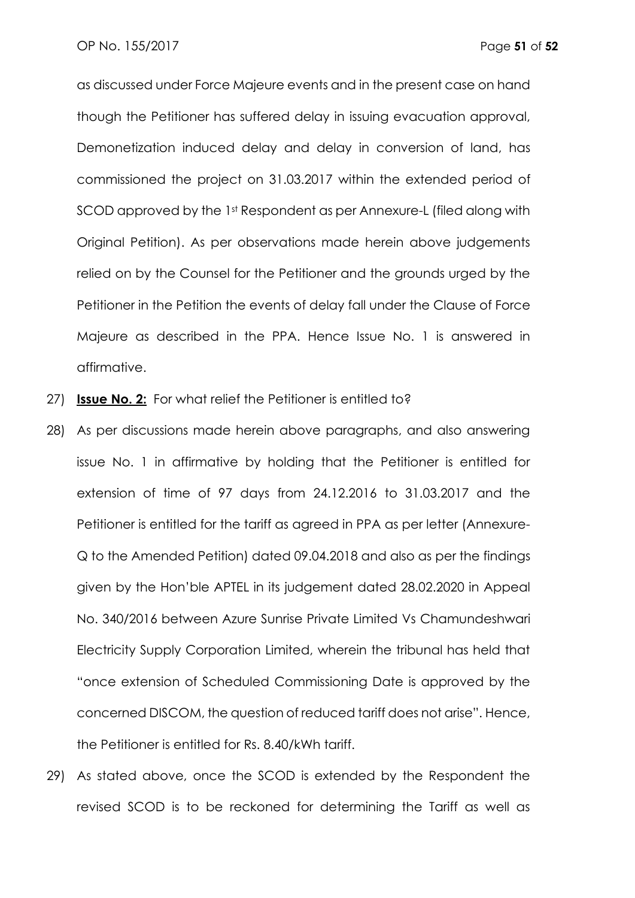as discussed under Force Majeure events and in the present case on hand though the Petitioner has suffered delay in issuing evacuation approval, Demonetization induced delay and delay in conversion of land, has commissioned the project on 31.03.2017 within the extended period of SCOD approved by the 1st Respondent as per Annexure-L (filed along with Original Petition). As per observations made herein above judgements relied on by the Counsel for the Petitioner and the grounds urged by the Petitioner in the Petition the events of delay fall under the Clause of Force Majeure as described in the PPA. Hence Issue No. 1 is answered in affirmative.

27) **<u>Issue No. 2:</u>** For what relief the Petitioner is entitled to?

28) As per discussions made herein above paragraphs, and also answering issue No. 1 in affirmative by holding that the Petitioner is entitled for extension of time of 97 days from 24.12.2016 to 31.03.2017 and the Petitioner is entitled for the tariff as agreed in PPA as per letter (Annexure-Q to the Amended Petition) dated 09.04.2018 and also as per the findings given by the Hon'ble APTEL in its judgement dated 28.02.2020 in Appeal No. 340/2016 between Azure Sunrise Private Limited Vs Chamundeshwari Electricity Supply Corporation Limited, wherein the tribunal has held that "once extension of Scheduled Commissioning Date is approved by the concerned DISCOM, the question of reduced tariff does not arise". Hence, the Petitioner is entitled for Rs. 8.40/kWh tariff.

29) As stated above, once the SCOD is extended by the Respondent the revised SCOD is to be reckoned for determining the Tariff as well as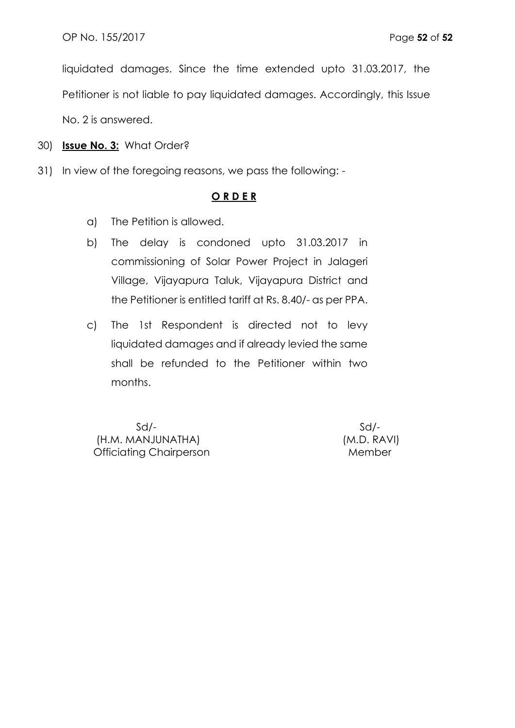liquidated damages. Since the time extended upto 31.03.2017, the Petitioner is not liable to pay liquidated damages. Accordingly, this Issue No. 2 is answered.

30) **Issue No. 3:** What Order?

31) In view of the foregoing reasons, we pass the following: -

**O R D E R**

a) The Petition is allowed.

b) The delay is condoned upto 31.03.2017 in commissioning of Solar Power Project in Jalageri Village, Vijayapura Taluk, Vijayapura District and the Petitioner is entitled tariff at Rs. 8.40/- as per PPA.

c) The 1st Respondent is directed not to levy liquidated damages and if already levied the same shall be refunded to the Petitioner within two months.

Sd/-
(H.M. MANJUNATHA)
Officiating Chairperson

Sd/-
(M.D. RAVI)
Member